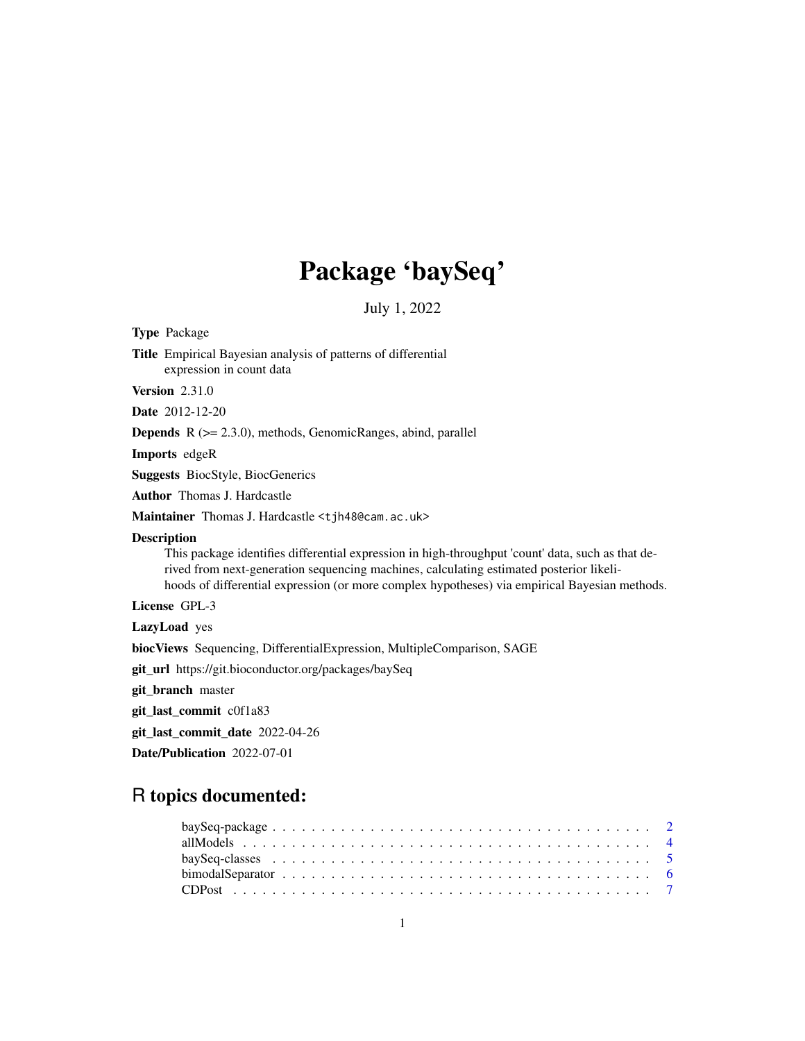# Package 'baySeq'

July 1, 2022

**Type** Package

**Title** Empirical Bayesian analysis of patterns of differential expression in count data

**Version** 2.31.0

**Date** 2012-12-20

**Depends** R (>= 2.3.0), methods, GenomicRanges, abind, parallel

**Imports** edgeR

**Suggests** BiocStyle, BiocGenerics

**Author** Thomas J. Hardcastle

**Maintainer** Thomas J. Hardcastle <tjh48@cam.ac.uk>

**Description**
This package identifies differential expression in high-throughput 'count' data, such as that derived from next-generation sequencing machines, calculating estimated posterior likelihoods of differential expression (or more complex hypotheses) via empirical Bayesian methods.

**License** GPL-3

**LazyLoad** yes

**biocViews** Sequencing, DifferentialExpression, MultipleComparison, SAGE

**git_url** https://git.bioconductor.org/packages/baySeq

**git_branch** master

**git_last_commit** c0f1a83

**git_last_commit_date** 2022-04-26

**Date/Publication** 2022-07-01

## R topics documented:

baySeq-package . . . . . . . . . . . . . . . . . . . . . . . . . . . . . . . . . . . . . . 2
allModels . . . . . . . . . . . . . . . . . . . . . . . . . . . . . . . . . . . . . . . . . 4
baySeq-classes . . . . . . . . . . . . . . . . . . . . . . . . . . . . . . . . . . . . . . 5
bimodalSeparator . . . . . . . . . . . . . . . . . . . . . . . . . . . . . . . . . . . . . 6
CDPost . . . . . . . . . . . . . . . . . . . . . . . . . . . . . . . . . . . . . . . . . . 7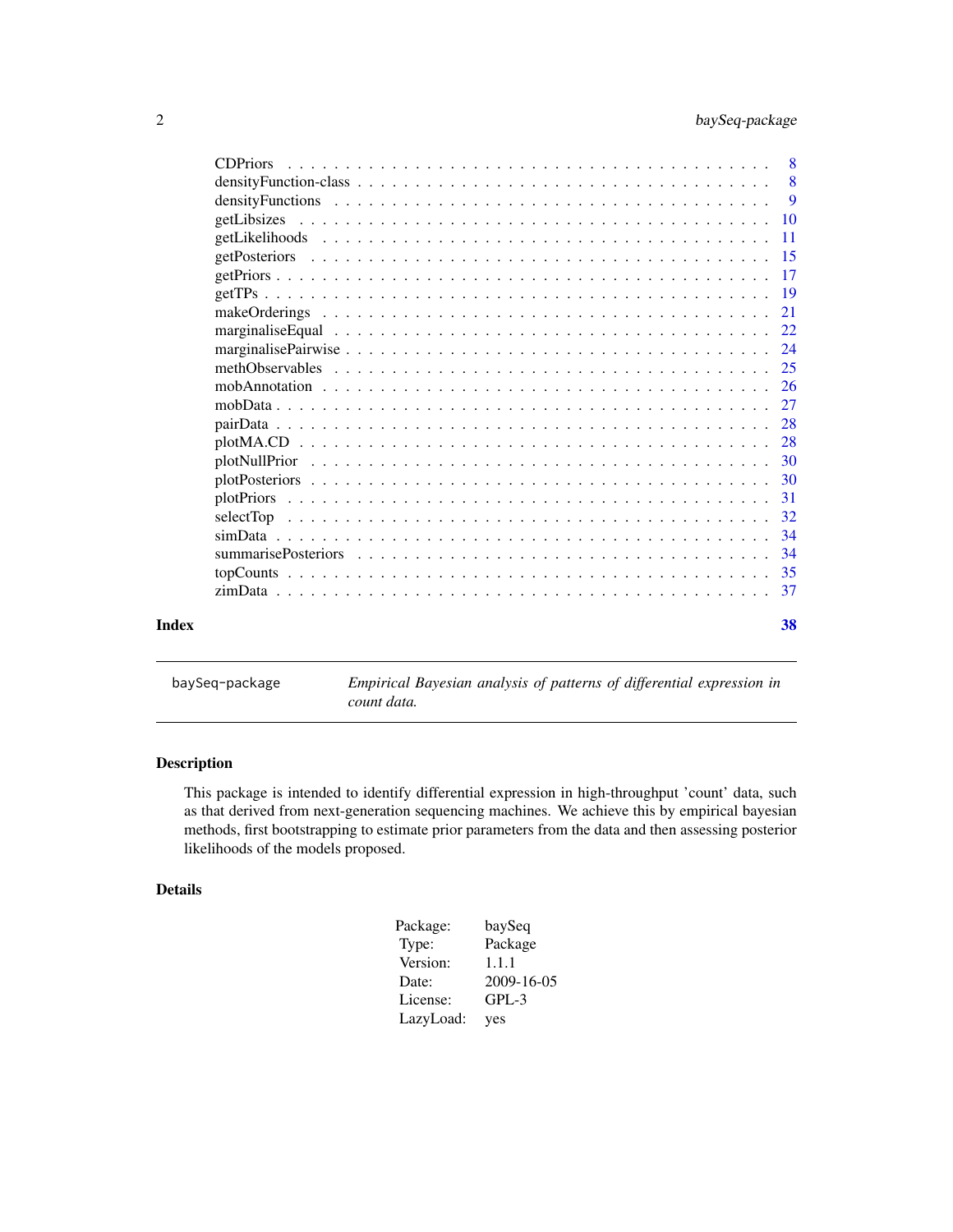| | |
|---|---|
| CDPriors | 8 |
| densityFunction-class | 8 |
| densityFunctions | 9 |
| getLibsizes | 10 |
| getLikelihoods | 11 |
| getPosteriors | 15 |
| getPriors | 17 |
| getTPs | 19 |
| makeOrderings | 21 |
| marginaliseEqual | 22 |
| marginalisePairwise | 24 |
| methObservables | 25 |
| mobAnnotation | 26 |
| mobData | 27 |
| pairData | 28 |
| plotMA.CD | 28 |
| plotNullPrior | 30 |
| plotPosteriors | 30 |
| plotPriors | 31 |
| selectTop | 32 |
| simData | 34 |
| summarisePosteriors | 34 |
| topCounts | 35 |
| zimData | 37 |

**Index** **38**

---

`baySeq-package` *Empirical Bayesian analysis of patterns of differential expression in count data.*

---

## Description

This package is intended to identify differential expression in high-throughput 'count' data, such as that derived from next-generation sequencing machines. We achieve this by empirical bayesian methods, first bootstrapping to estimate prior parameters from the data and then assessing posterior likelihoods of the models proposed.

## Details

| | |
|---|---|
| Package: | baySeq |
| Type: | Package |
| Version: | 1.1.1 |
| Date: | 2009-16-05 |
| License: | GPL-3 |
| LazyLoad: | yes |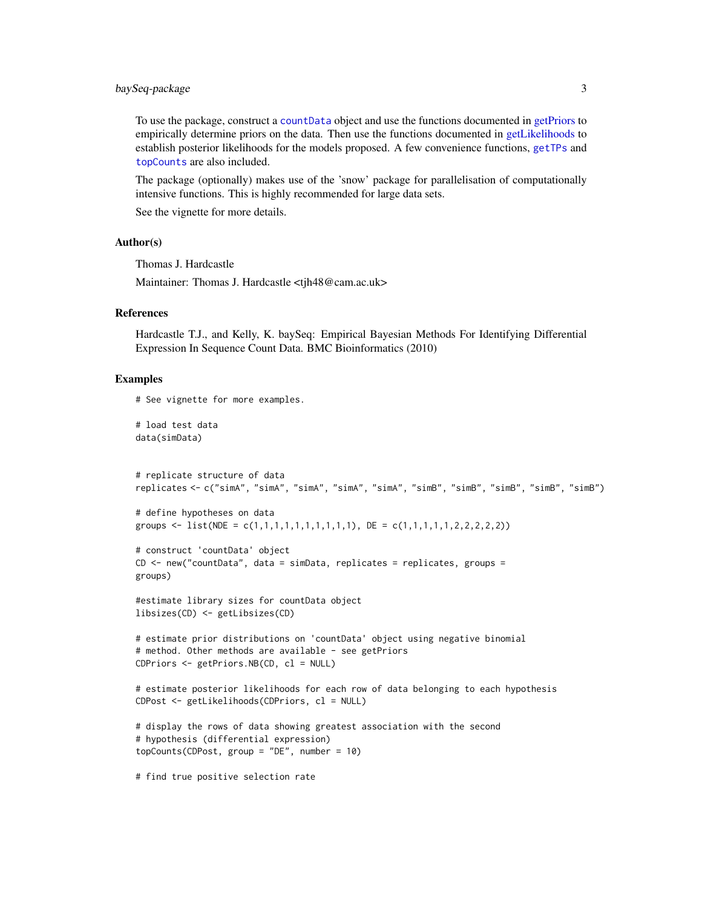To use the package, construct a `countData` object and use the functions documented in getPriors to empirically determine priors on the data. Then use the functions documented in getLikelihoods to establish posterior likelihoods for the models proposed. A few convenience functions, `getTPs` and `topCounts` are also included.

The package (optionally) makes use of the 'snow' package for parallelisation of computationally intensive functions. This is highly recommended for large data sets.

See the vignette for more details.

## Author(s)

Thomas J. Hardcastle

Maintainer: Thomas J. Hardcastle <tjh48@cam.ac.uk>

## References

Hardcastle T.J., and Kelly, K. baySeq: Empirical Bayesian Methods For Identifying Differential Expression In Sequence Count Data. BMC Bioinformatics (2010)

## Examples

```
# See vignette for more examples.

# load test data
data(simData)


# replicate structure of data
replicates <- c("simA", "simA", "simA", "simA", "simA", "simB", "simB", "simB", "simB", "simB")

# define hypotheses on data
groups <- list(NDE = c(1,1,1,1,1,1,1,1,1,1), DE = c(1,1,1,1,1,2,2,2,2,2))

# construct 'countData' object
CD <- new("countData", data = simData, replicates = replicates, groups =
groups)

#estimate library sizes for countData object
libsizes(CD) <- getLibsizes(CD)

# estimate prior distributions on 'countData' object using negative binomial
# method. Other methods are available - see getPriors
CDPriors <- getPriors.NB(CD, cl = NULL)

# estimate posterior likelihoods for each row of data belonging to each hypothesis
CDPost <- getLikelihoods(CDPriors, cl = NULL)

# display the rows of data showing greatest association with the second
# hypothesis (differential expression)
topCounts(CDPost, group = "DE", number = 10)

# find true positive selection rate
```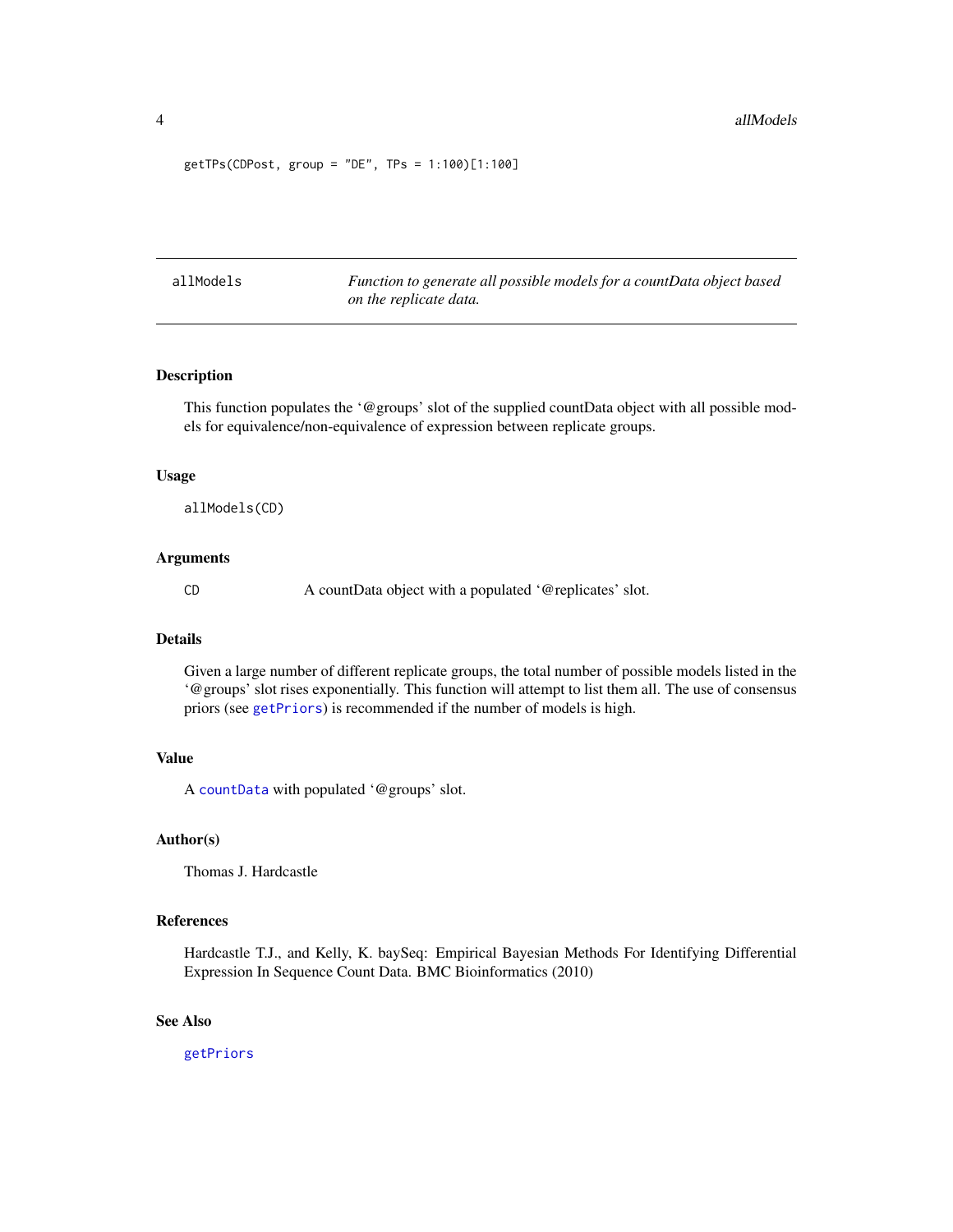```
getTPs(CDPost, group = "DE", TPs = 1:100)[1:100]
```

---

allModels — *Function to generate all possible models for a countData object based on the replicate data.*

---

## Description

This function populates the '@groups' slot of the supplied countData object with all possible models for equivalence/non-equivalence of expression between replicate groups.

## Usage

```
allModels(CD)
```

## Arguments

| | |
|---|---|
| CD | A countData object with a populated '@replicates' slot. |

## Details

Given a large number of different replicate groups, the total number of possible models listed in the '@groups' slot rises exponentially. This function will attempt to list them all. The use of consensus priors (see getPriors) is recommended if the number of models is high.

## Value

A countData with populated '@groups' slot.

## Author(s)

Thomas J. Hardcastle

## References

Hardcastle T.J., and Kelly, K. baySeq: Empirical Bayesian Methods For Identifying Differential Expression In Sequence Count Data. BMC Bioinformatics (2010)

## See Also

getPriors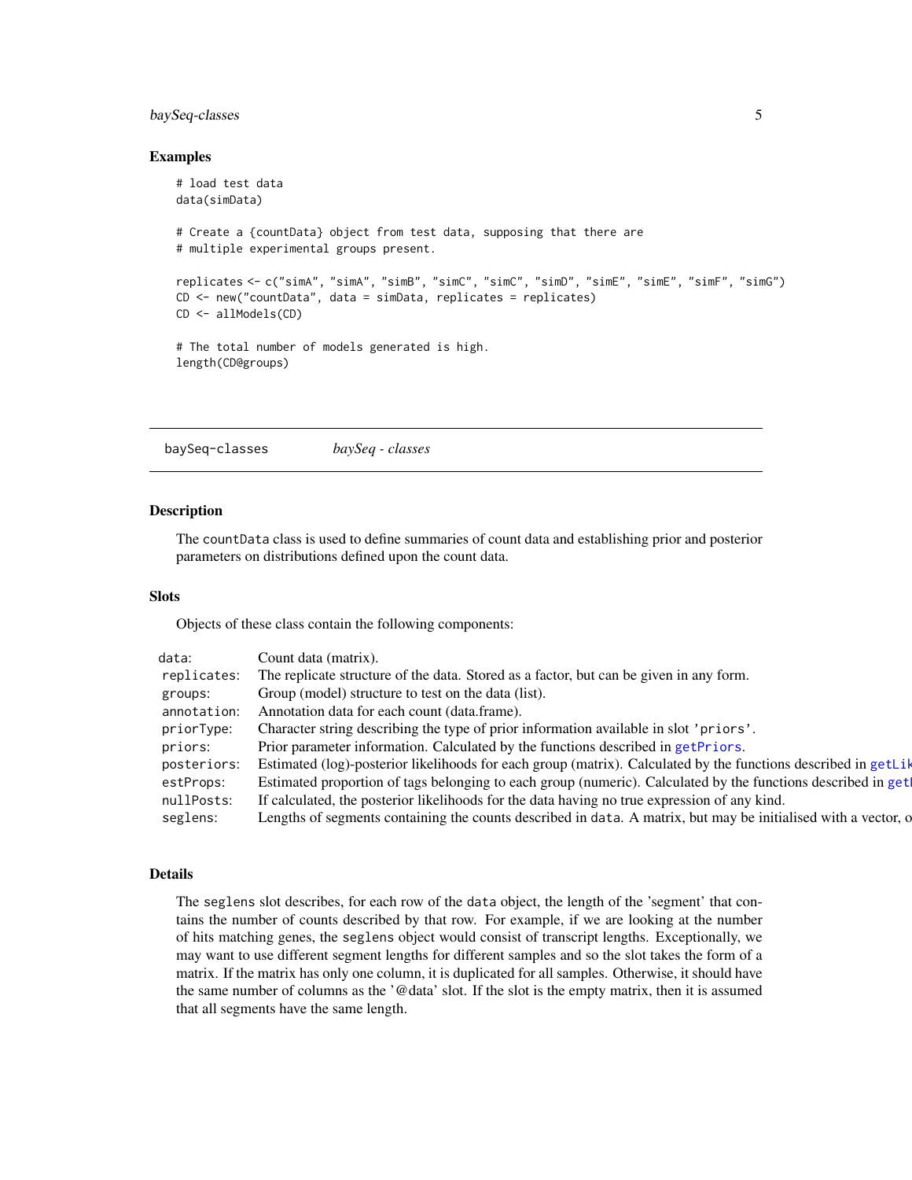## Examples

```
# load test data
data(simData)

# Create a {countData} object from test data, supposing that there are
# multiple experimental groups present.

replicates <- c("simA", "simA", "simB", "simC", "simC", "simD", "simE", "simE", "simF", "simG")
CD <- new("countData", data = simData, replicates = replicates)
CD <- allModels(CD)

# The total number of models generated is high.
length(CD@groups)
```

---

baySeq-classes &nbsp;&nbsp;&nbsp;&nbsp; *baySeq - classes*

---

## Description

The `countData` class is used to define summaries of count data and establishing prior and posterior parameters on distributions defined upon the count data.

## Slots

Objects of these class contain the following components:

| | |
|---|---|
| `data`: | Count data (matrix). |
| `replicates`: | The replicate structure of the data. Stored as a factor, but can be given in any form. |
| `groups`: | Group (model) structure to test on the data (list). |
| `annotation`: | Annotation data for each count (data.frame). |
| `priorType`: | Character string describing the type of prior information available in slot `'priors'`. |
| `priors`: | Prior parameter information. Calculated by the functions described in `getPriors`. |
| `posteriors`: | Estimated (log)-posterior likelihoods for each group (matrix). Calculated by the functions described in `getLik` |
| `estProps`: | Estimated proportion of tags belonging to each group (numeric). Calculated by the functions described in `get` |
| `nullPosts`: | If calculated, the posterior likelihoods for the data having no true expression of any kind. |
| `seglens`: | Lengths of segments containing the counts described in `data`. A matrix, but may be initialised with a vector, o |

## Details

The `seglens` slot describes, for each row of the `data` object, the length of the 'segment' that contains the number of counts described by that row. For example, if we are looking at the number of hits matching genes, the `seglens` object would consist of transcript lengths. Exceptionally, we may want to use different segment lengths for different samples and so the slot takes the form of a matrix. If the matrix has only one column, it is duplicated for all samples. Otherwise, it should have the same number of columns as the '@data' slot. If the slot is the empty matrix, then it is assumed that all segments have the same length.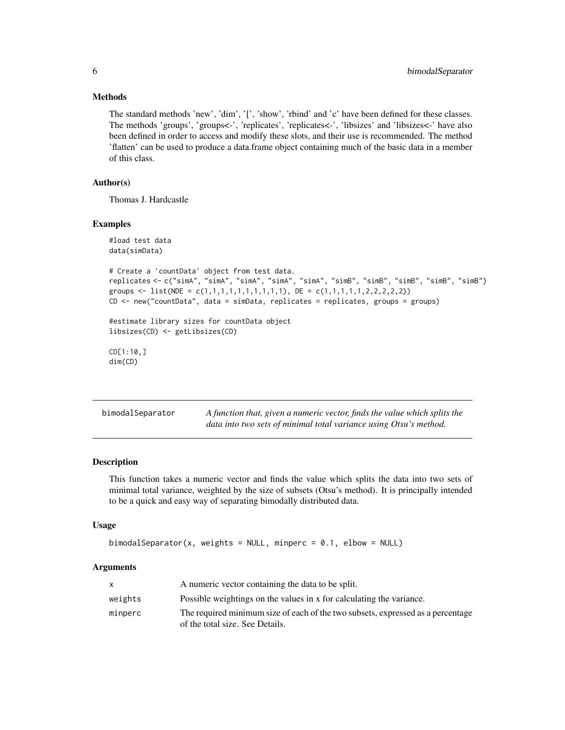### Methods

The standard methods 'new', 'dim', '[', 'show', 'rbind' and 'c' have been defined for these classes. The methods 'groups', 'groups<-', 'replicates', 'replicates<-', 'libsizes' and 'libsizes<-' have also been defined in order to access and modify these slots, and their use is recommended. The method 'flatten' can be used to produce a data.frame object containing much of the basic data in a member of this class.

### Author(s)

Thomas J. Hardcastle

### Examples

```
#load test data
data(simData)

# Create a 'countData' object from test data.
replicates <- c("simA", "simA", "simA", "simA", "simA", "simB", "simB", "simB", "simB", "simB")
groups <- list(NDE = c(1,1,1,1,1,1,1,1,1,1), DE = c(1,1,1,1,1,2,2,2,2,2))
CD <- new("countData", data = simData, replicates = replicates, groups = groups)

#estimate library sizes for countData object
libsizes(CD) <- getLibsizes(CD)

CD[1:10,]
dim(CD)
```

---

## bimodalSeparator

*A function that, given a numeric vector, finds the value which splits the data into two sets of minimal total variance using Otsu's method.*

---

### Description

This function takes a numeric vector and finds the value which splits the data into two sets of minimal total variance, weighted by the size of subsets (Otsu's method). It is principally intended to be a quick and easy way of separating bimodally distributed data.

### Usage

```
bimodalSeparator(x, weights = NULL, minperc = 0.1, elbow = NULL)
```

### Arguments

| | |
|---|---|
| x | A numeric vector containing the data to be split. |
| weights | Possible weightings on the values in x for calculating the variance. |
| minperc | The required minimum size of each of the two subsets, expressed as a percentage of the total size. See Details. |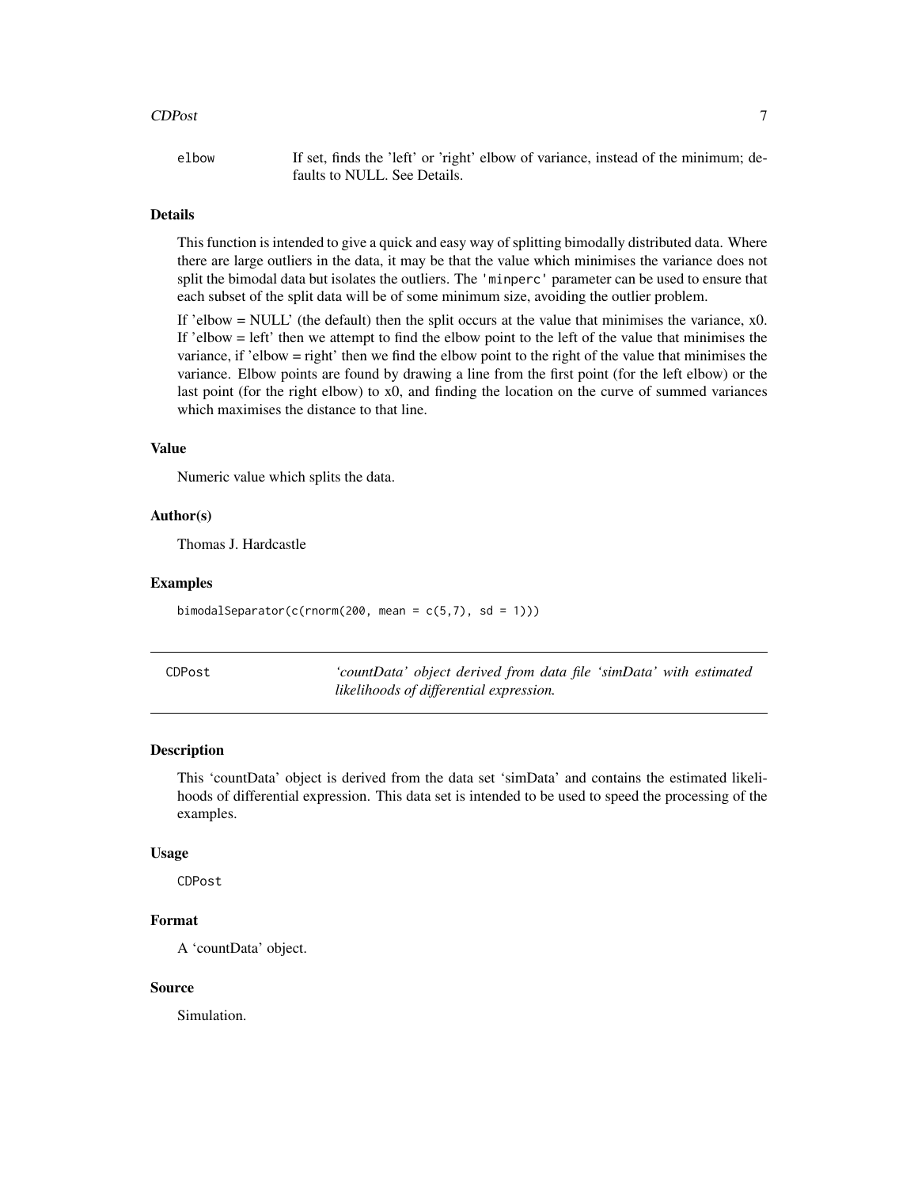| | |
|---|---|
| elbow | If set, finds the 'left' or 'right' elbow of variance, instead of the minimum; defaults to NULL. See Details. |

### Details

This function is intended to give a quick and easy way of splitting bimodally distributed data. Where there are large outliers in the data, it may be that the value which minimises the variance does not split the bimodal data but isolates the outliers. The `'minperc'` parameter can be used to ensure that each subset of the split data will be of some minimum size, avoiding the outlier problem.

If 'elbow = NULL' (the default) then the split occurs at the value that minimises the variance, x0. If 'elbow = left' then we attempt to find the elbow point to the left of the value that minimises the variance, if 'elbow = right' then we find the elbow point to the right of the value that minimises the variance. Elbow points are found by drawing a line from the first point (for the left elbow) or the last point (for the right elbow) to x0, and finding the location on the curve of summed variances which maximises the distance to that line.

### Value

Numeric value which splits the data.

### Author(s)

Thomas J. Hardcastle

### Examples

```
bimodalSeparator(c(rnorm(200, mean = c(5,7), sd = 1)))
```

---

## CDPost — *'countData' object derived from data file 'simData' with estimated likelihoods of differential expression.*

---

### Description

This 'countData' object is derived from the data set 'simData' and contains the estimated likelihoods of differential expression. This data set is intended to be used to speed the processing of the examples.

### Usage

```
CDPost
```

### Format

A 'countData' object.

### Source

Simulation.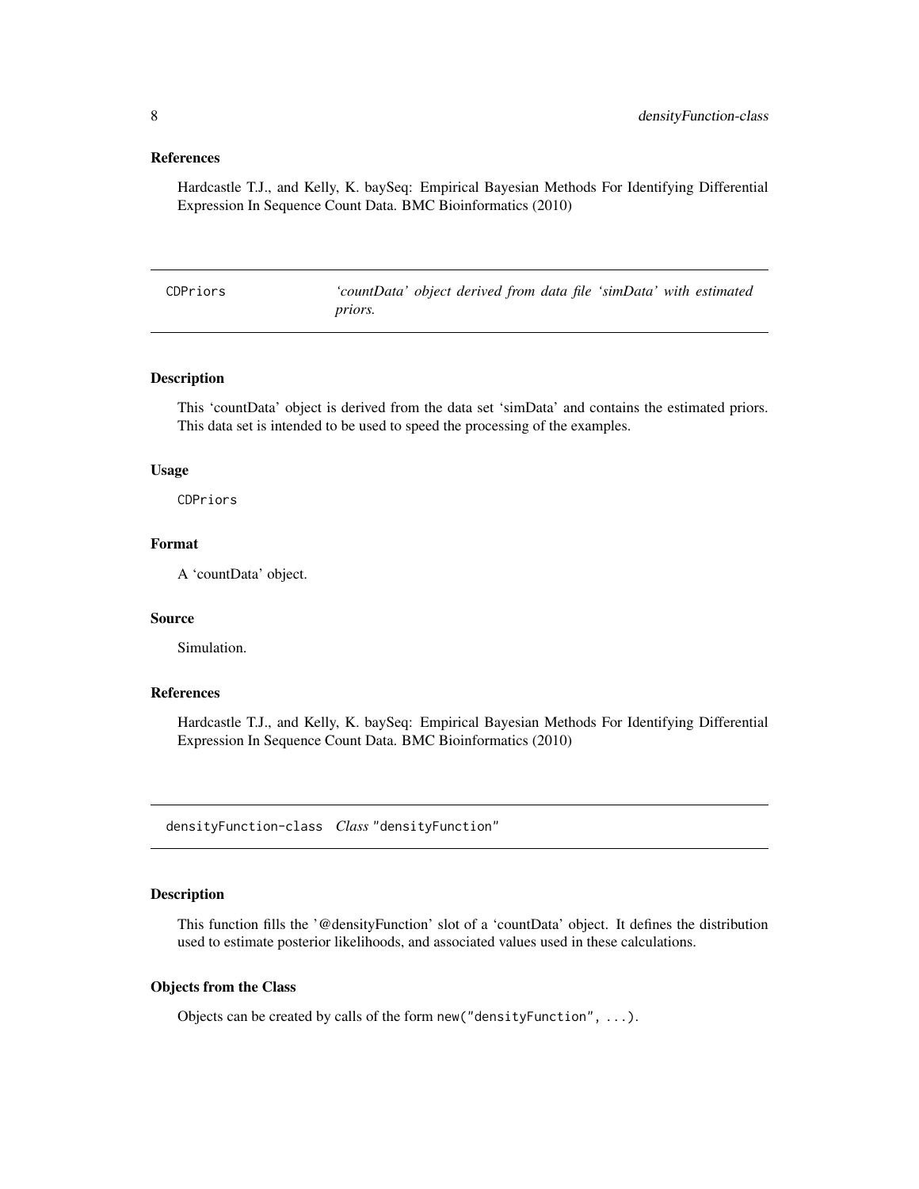### References

Hardcastle T.J., and Kelly, K. baySeq: Empirical Bayesian Methods For Identifying Differential Expression In Sequence Count Data. BMC Bioinformatics (2010)

---

## CDPriors — *'countData' object derived from data file 'simData' with estimated priors.*

---

### Description

This 'countData' object is derived from the data set 'simData' and contains the estimated priors. This data set is intended to be used to speed the processing of the examples.

### Usage

```
CDPriors
```

### Format

A 'countData' object.

### Source

Simulation.

### References

Hardcastle T.J., and Kelly, K. baySeq: Empirical Bayesian Methods For Identifying Differential Expression In Sequence Count Data. BMC Bioinformatics (2010)

---

## densityFunction-class — *Class* "densityFunction"

---

### Description

This function fills the '@densityFunction' slot of a 'countData' object. It defines the distribution used to estimate posterior likelihoods, and associated values used in these calculations.

### Objects from the Class

Objects can be created by calls of the form `new("densityFunction", ...)`.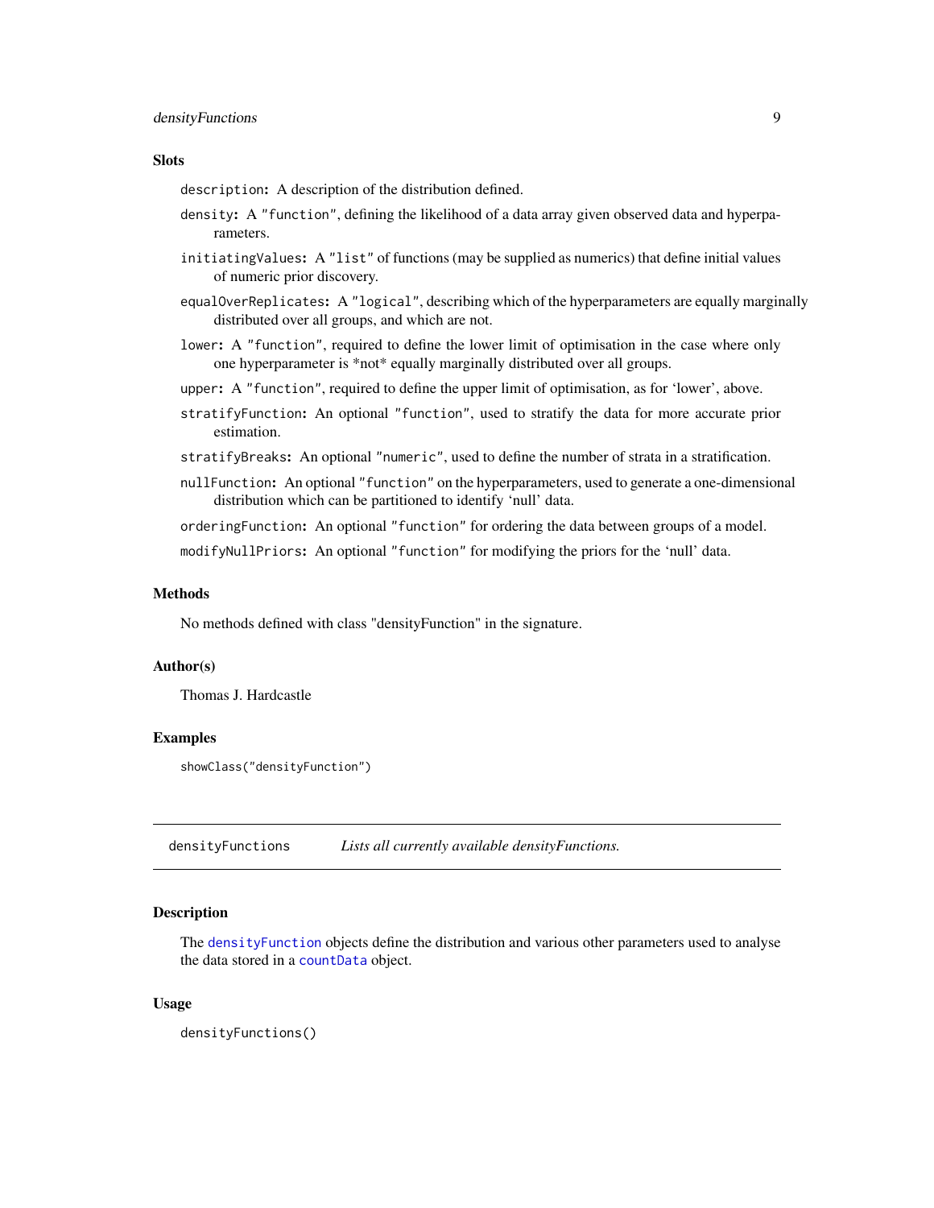### Slots

`description`: A description of the distribution defined.

`density`: A "function", defining the likelihood of a data array given observed data and hyperparameters.

`initiatingValues`: A "list" of functions (may be supplied as numerics) that define initial values of numeric prior discovery.

`equalOverReplicates`: A "logical", describing which of the hyperparameters are equally marginally distributed over all groups, and which are not.

`lower`: A "function", required to define the lower limit of optimisation in the case where only one hyperparameter is *not* equally marginally distributed over all groups.

`upper`: A "function", required to define the upper limit of optimisation, as for 'lower', above.

`stratifyFunction`: An optional "function", used to stratify the data for more accurate prior estimation.

`stratifyBreaks`: An optional "numeric", used to define the number of strata in a stratification.

`nullFunction`: An optional "function" on the hyperparameters, used to generate a one-dimensional distribution which can be partitioned to identify 'null' data.

`orderingFunction`: An optional "function" for ordering the data between groups of a model.

`modifyNullPriors`: An optional "function" for modifying the priors for the 'null' data.

### Methods

No methods defined with class "densityFunction" in the signature.

### Author(s)

Thomas J. Hardcastle

### Examples

```
showClass("densityFunction")
```

---

## densityFunctions — *Lists all currently available densityFunctions.*

---

### Description

The `densityFunction` objects define the distribution and various other parameters used to analyse the data stored in a `countData` object.

### Usage

```
densityFunctions()
```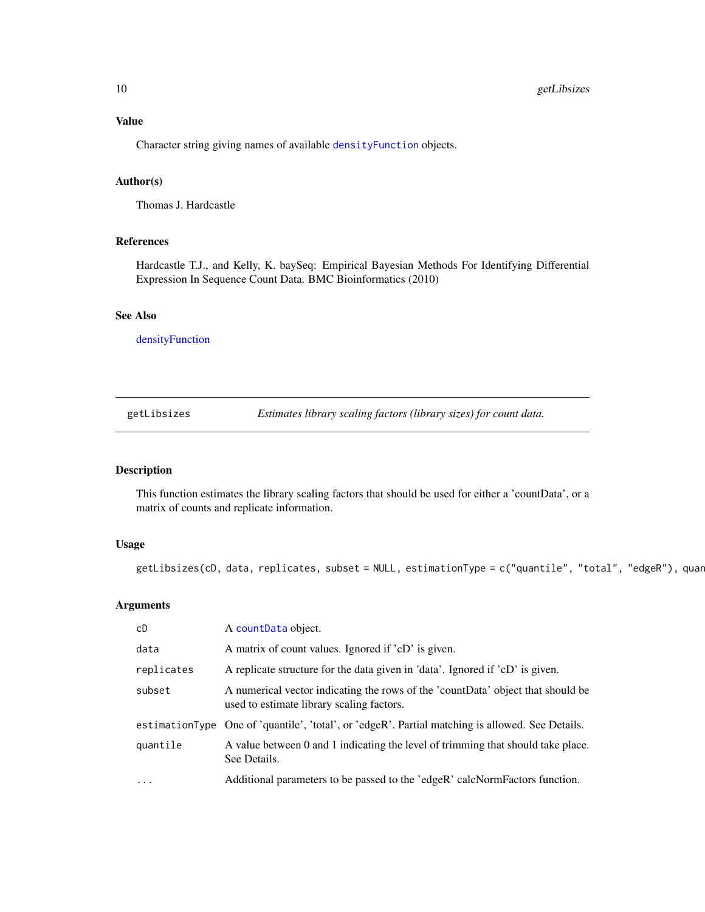### Value

Character string giving names of available `densityFunction` objects.

### Author(s)

Thomas J. Hardcastle

### References

Hardcastle T.J., and Kelly, K. baySeq: Empirical Bayesian Methods For Identifying Differential Expression In Sequence Count Data. BMC Bioinformatics (2010)

### See Also

densityFunction

---

## getLibsizes — *Estimates library scaling factors (library sizes) for count data.*

### Description

This function estimates the library scaling factors that should be used for either a 'countData', or a matrix of counts and replicate information.

### Usage

```
getLibsizes(cD, data, replicates, subset = NULL, estimationType = c("quantile", "total", "edgeR"), quan
```

### Arguments

| | |
|---|---|
| `cD` | A `countData` object. |
| `data` | A matrix of count values. Ignored if 'cD' is given. |
| `replicates` | A replicate structure for the data given in 'data'. Ignored if 'cD' is given. |
| `subset` | A numerical vector indicating the rows of the 'countData' object that should be used to estimate library scaling factors. |
| `estimationType` | One of 'quantile', 'total', or 'edgeR'. Partial matching is allowed. See Details. |
| `quantile` | A value between 0 and 1 indicating the level of trimming that should take place. See Details. |
| `...` | Additional parameters to be passed to the 'edgeR' calcNormFactors function. |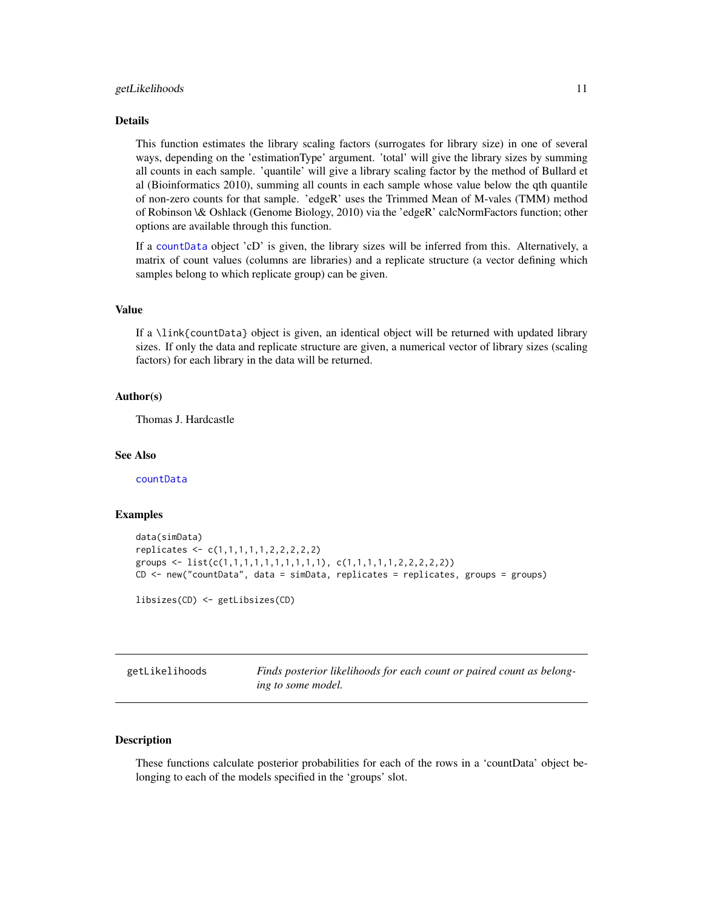### Details

This function estimates the library scaling factors (surrogates for library size) in one of several ways, depending on the 'estimationType' argument. 'total' will give the library sizes by summing all counts in each sample. 'quantile' will give a library scaling factor by the method of Bullard et al (Bioinformatics 2010), summing all counts in each sample whose value below the qth quantile of non-zero counts for that sample. 'edgeR' uses the Trimmed Mean of M-vales (TMM) method of Robinson \& Oshlack (Genome Biology, 2010) via the 'edgeR' calcNormFactors function; other options are available through this function.

If a `countData` object 'cD' is given, the library sizes will be inferred from this. Alternatively, a matrix of count values (columns are libraries) and a replicate structure (a vector defining which samples belong to which replicate group) can be given.

### Value

If a \link{countData} object is given, an identical object will be returned with updated library sizes. If only the data and replicate structure are given, a numerical vector of library sizes (scaling factors) for each library in the data will be returned.

### Author(s)

Thomas J. Hardcastle

### See Also

`countData`

### Examples

```
data(simData)
replicates <- c(1,1,1,1,1,2,2,2,2,2)
groups <- list(c(1,1,1,1,1,1,1,1,1,1), c(1,1,1,1,1,2,2,2,2,2))
CD <- new("countData", data = simData, replicates = replicates, groups = groups)

libsizes(CD) <- getLibsizes(CD)
```

---

## getLikelihoods — *Finds posterior likelihoods for each count or paired count as belonging to some model.*

### Description

These functions calculate posterior probabilities for each of the rows in a 'countData' object belonging to each of the models specified in the 'groups' slot.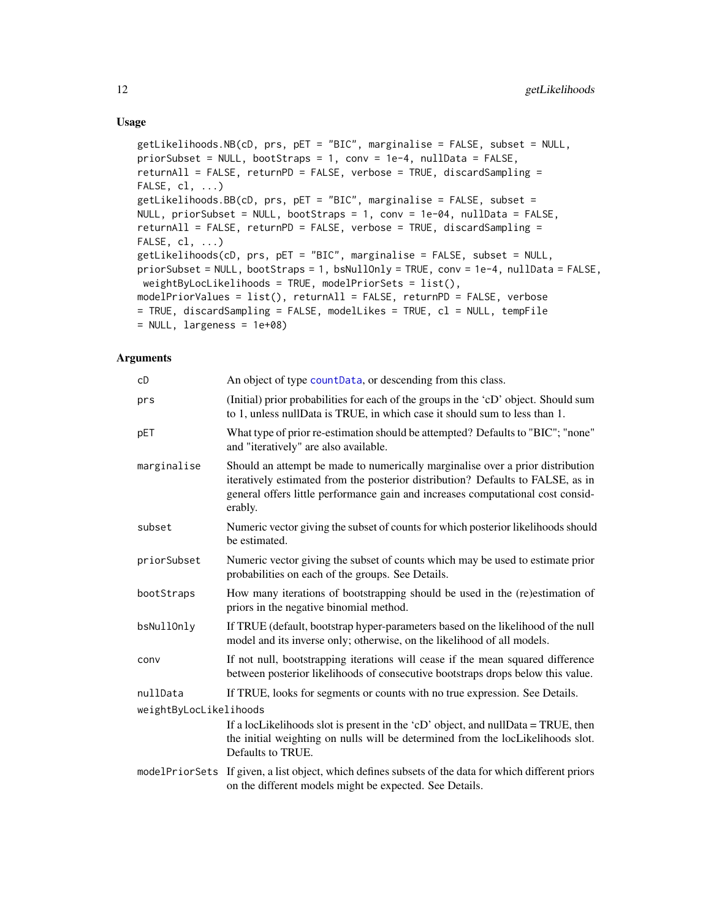## Usage

```
getLikelihoods.NB(cD, prs, pET = "BIC", marginalise = FALSE, subset = NULL,
priorSubset = NULL, bootStraps = 1, conv = 1e-4, nullData = FALSE,
returnAll = FALSE, returnPD = FALSE, verbose = TRUE, discardSampling =
FALSE, cl, ...)
getLikelihoods.BB(cD, prs, pET = "BIC", marginalise = FALSE, subset =
NULL, priorSubset = NULL, bootStraps = 1, conv = 1e-04, nullData = FALSE,
returnAll = FALSE, returnPD = FALSE, verbose = TRUE, discardSampling =
FALSE, cl, ...)
getLikelihoods(cD, prs, pET = "BIC", marginalise = FALSE, subset = NULL,
priorSubset = NULL, bootStraps = 1, bsNullOnly = TRUE, conv = 1e-4, nullData = FALSE,
 weightByLocLikelihoods = TRUE, modelPriorSets = list(),
modelPriorValues = list(), returnAll = FALSE, returnPD = FALSE, verbose
= TRUE, discardSampling = FALSE, modelLikes = TRUE, cl = NULL, tempFile
= NULL, largeness = 1e+08)
```

## Arguments

| Argument | Description |
|---|---|
| cD | An object of type countData, or descending from this class. |
| prs | (Initial) prior probabilities for each of the groups in the 'cD' object. Should sum to 1, unless nullData is TRUE, in which case it should sum to less than 1. |
| pET | What type of prior re-estimation should be attempted? Defaults to "BIC"; "none" and "iteratively" are also available. |
| marginalise | Should an attempt be made to numerically marginalise over a prior distribution iteratively estimated from the posterior distribution? Defaults to FALSE, as in general offers little performance gain and increases computational cost considerably. |
| subset | Numeric vector giving the subset of counts for which posterior likelihoods should be estimated. |
| priorSubset | Numeric vector giving the subset of counts which may be used to estimate prior probabilities on each of the groups. See Details. |
| bootStraps | How many iterations of bootstrapping should be used in the (re)estimation of priors in the negative binomial method. |
| bsNullOnly | If TRUE (default, bootstrap hyper-parameters based on the likelihood of the null model and its inverse only; otherwise, on the likelihood of all models. |
| conv | If not null, bootstrapping iterations will cease if the mean squared difference between posterior likelihoods of consecutive bootstraps drops below this value. |
| nullData | If TRUE, looks for segments or counts with no true expression. See Details. |
| weightByLocLikelihoods | If a locLikelihoods slot is present in the 'cD' object, and nullData = TRUE, then the initial weighting on nulls will be determined from the locLikelihoods slot. Defaults to TRUE. |
| modelPriorSets | If given, a list object, which defines subsets of the data for which different priors on the different models might be expected. See Details. |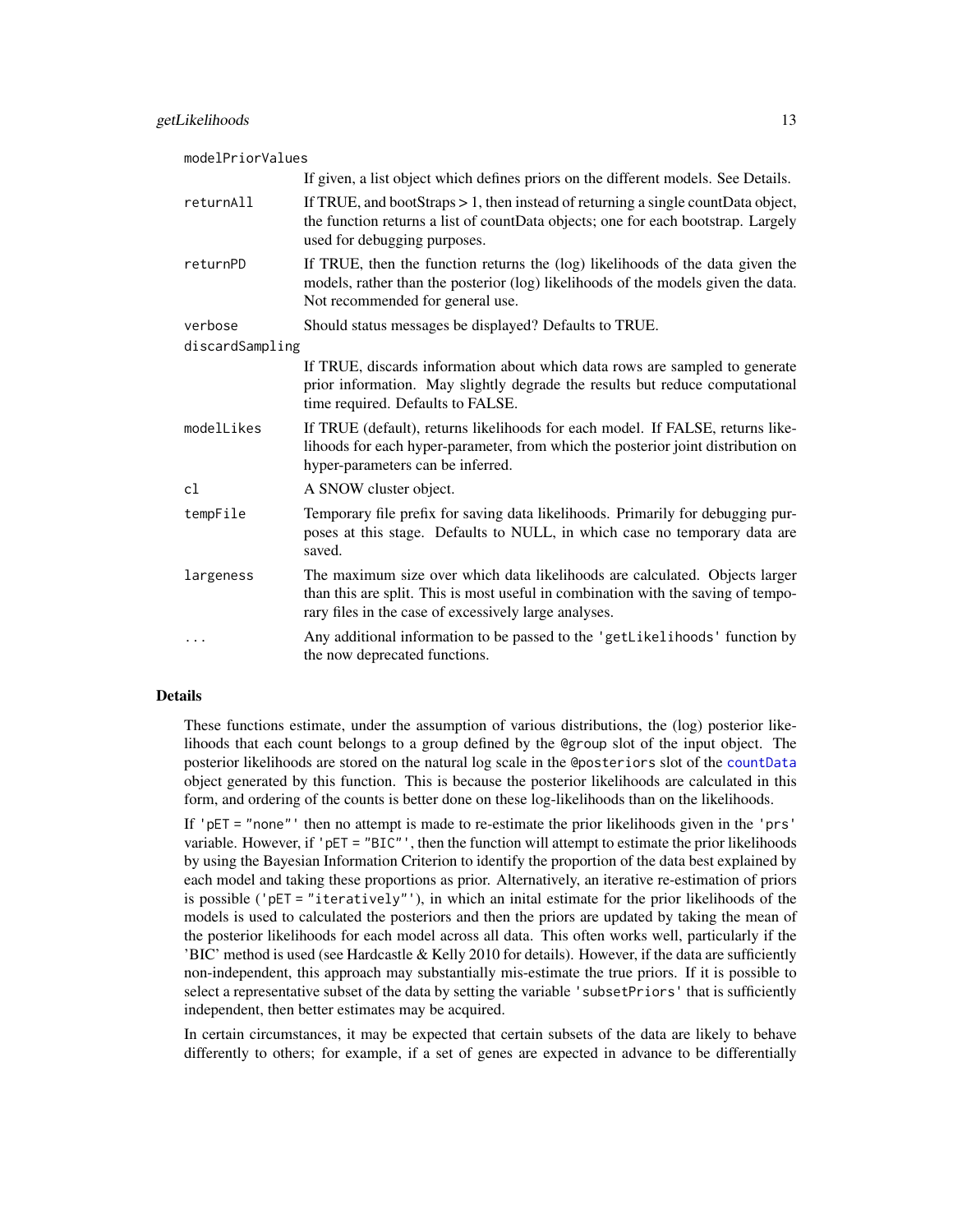| | |
|---|---|
| modelPriorValues | If given, a list object which defines priors on the different models. See Details. |
| returnAll | If TRUE, and bootStraps > 1, then instead of returning a single countData object, the function returns a list of countData objects; one for each bootstrap. Largely used for debugging purposes. |
| returnPD | If TRUE, then the function returns the (log) likelihoods of the data given the models, rather than the posterior (log) likelihoods of the models given the data. Not recommended for general use. |
| verbose | Should status messages be displayed? Defaults to TRUE. |
| discardSampling | If TRUE, discards information about which data rows are sampled to generate prior information. May slightly degrade the results but reduce computational time required. Defaults to FALSE. |
| modelLikes | If TRUE (default), returns likelihoods for each model. If FALSE, returns likelihoods for each hyper-parameter, from which the posterior joint distribution on hyper-parameters can be inferred. |
| cl | A SNOW cluster object. |
| tempFile | Temporary file prefix for saving data likelihoods. Primarily for debugging purposes at this stage. Defaults to NULL, in which case no temporary data are saved. |
| largeness | The maximum size over which data likelihoods are calculated. Objects larger than this are split. This is most useful in combination with the saving of temporary files in the case of excessively large analyses. |
| ... | Any additional information to be passed to the 'getLikelihoods' function by the now deprecated functions. |

## Details

These functions estimate, under the assumption of various distributions, the (log) posterior likelihoods that each count belongs to a group defined by the @group slot of the input object. The posterior likelihoods are stored on the natural log scale in the @posteriors slot of the countData object generated by this function. This is because the posterior likelihoods are calculated in this form, and ordering of the counts is better done on these log-likelihoods than on the likelihoods.

If 'pET = "none"' then no attempt is made to re-estimate the prior likelihoods given in the 'prs' variable. However, if 'pET = "BIC"', then the function will attempt to estimate the prior likelihoods by using the Bayesian Information Criterion to identify the proportion of the data best explained by each model and taking these proportions as prior. Alternatively, an iterative re-estimation of priors is possible ('pET = "iteratively"'), in which an inital estimate for the prior likelihoods of the models is used to calculated the posteriors and then the priors are updated by taking the mean of the posterior likelihoods for each model across all data. This often works well, particularly if the 'BIC' method is used (see Hardcastle & Kelly 2010 for details). However, if the data are sufficiently non-independent, this approach may substantially mis-estimate the true priors. If it is possible to select a representative subset of the data by setting the variable 'subsetPriors' that is sufficiently independent, then better estimates may be acquired.

In certain circumstances, it may be expected that certain subsets of the data are likely to behave differently to others; for example, if a set of genes are expected in advance to be differentially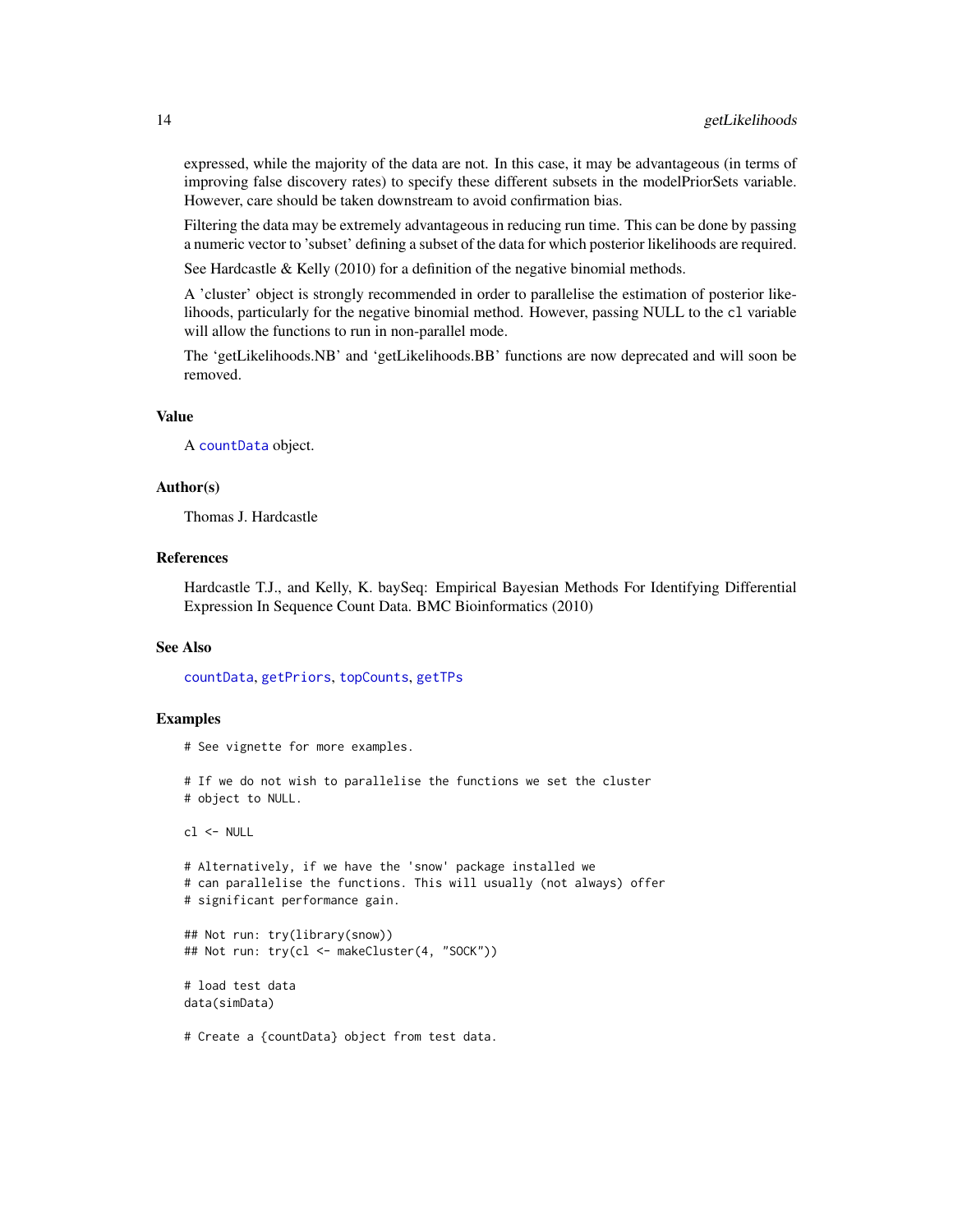expressed, while the majority of the data are not. In this case, it may be advantageous (in terms of improving false discovery rates) to specify these different subsets in the modelPriorSets variable. However, care should be taken downstream to avoid confirmation bias.

Filtering the data may be extremely advantageous in reducing run time. This can be done by passing a numeric vector to 'subset' defining a subset of the data for which posterior likelihoods are required.

See Hardcastle & Kelly (2010) for a definition of the negative binomial methods.

A 'cluster' object is strongly recommended in order to parallelise the estimation of posterior likelihoods, particularly for the negative binomial method. However, passing NULL to the `cl` variable will allow the functions to run in non-parallel mode.

The 'getLikelihoods.NB' and 'getLikelihoods.BB' functions are now deprecated and will soon be removed.

### Value

A `countData` object.

### Author(s)

Thomas J. Hardcastle

### References

Hardcastle T.J., and Kelly, K. baySeq: Empirical Bayesian Methods For Identifying Differential Expression In Sequence Count Data. BMC Bioinformatics (2010)

### See Also

`countData`, `getPriors`, `topCounts`, `getTPs`

### Examples

```
# See vignette for more examples.

# If we do not wish to parallelise the functions we set the cluster
# object to NULL.

cl <- NULL

# Alternatively, if we have the 'snow' package installed we
# can parallelise the functions. This will usually (not always) offer
# significant performance gain.

## Not run: try(library(snow))
## Not run: try(cl <- makeCluster(4, "SOCK"))

# load test data
data(simData)

# Create a {countData} object from test data.
```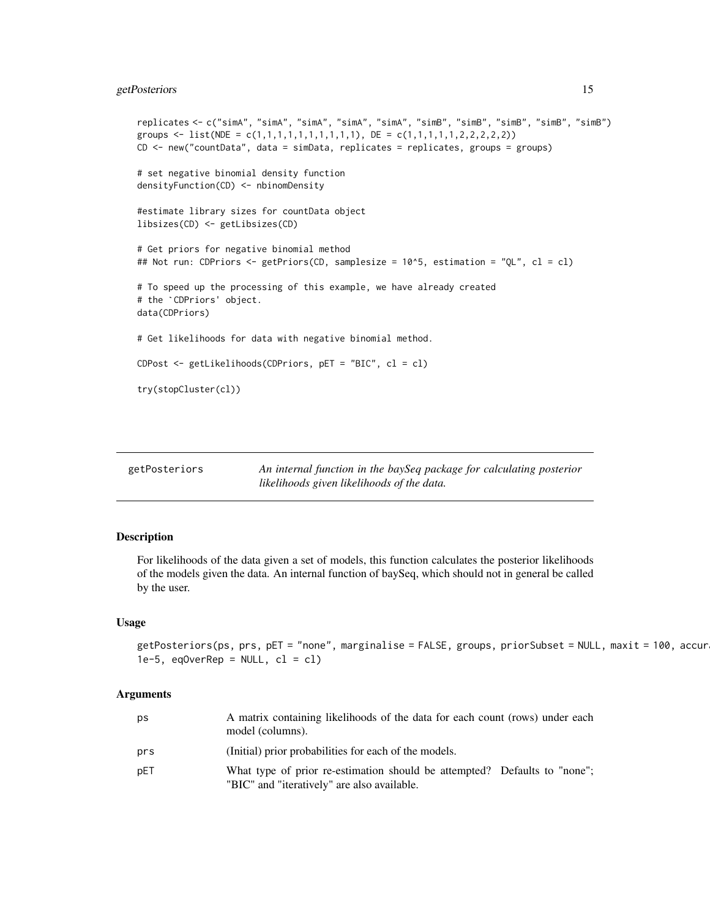```
replicates <- c("simA", "simA", "simA", "simA", "simA", "simB", "simB", "simB", "simB", "simB")
groups <- list(NDE = c(1,1,1,1,1,1,1,1,1,1), DE = c(1,1,1,1,1,2,2,2,2,2))
CD <- new("countData", data = simData, replicates = replicates, groups = groups)

# set negative binomial density function
densityFunction(CD) <- nbinomDensity

#estimate library sizes for countData object
libsizes(CD) <- getLibsizes(CD)

# Get priors for negative binomial method
## Not run: CDPriors <- getPriors(CD, samplesize = 10^5, estimation = "QL", cl = cl)

# To speed up the processing of this example, we have already created
# the `CDPriors' object.
data(CDPriors)

# Get likelihoods for data with negative binomial method.

CDPost <- getLikelihoods(CDPriors, pET = "BIC", cl = cl)

try(stopCluster(cl))
```

## getPosteriors — *An internal function in the baySeq package for calculating posterior likelihoods given likelihoods of the data.*

### Description

For likelihoods of the data given a set of models, this function calculates the posterior likelihoods of the models given the data. An internal function of baySeq, which should not in general be called by the user.

### Usage

```
getPosteriors(ps, prs, pET = "none", marginalise = FALSE, groups, priorSubset = NULL, maxit = 100, accur
1e-5, eqOverRep = NULL, cl = cl)
```

### Arguments

| | |
|---|---|
| ps | A matrix containing likelihoods of the data for each count (rows) under each model (columns). |
| prs | (Initial) prior probabilities for each of the models. |
| pET | What type of prior re-estimation should be attempted? Defaults to "none"; "BIC" and "iteratively" are also available. |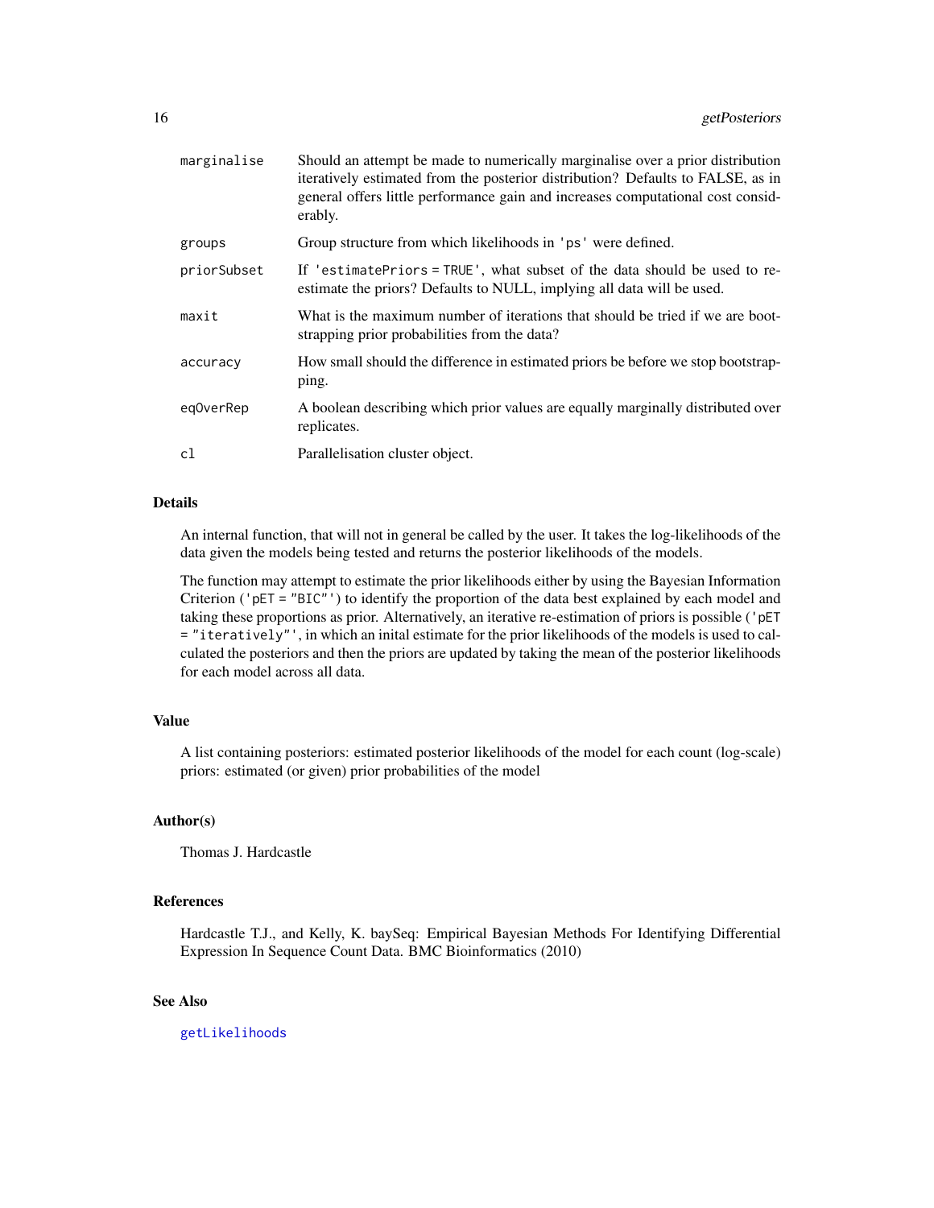| | |
|---|---|
| `marginalise` | Should an attempt be made to numerically marginalise over a prior distribution iteratively estimated from the posterior distribution? Defaults to FALSE, as in general offers little performance gain and increases computational cost considerably. |
| `groups` | Group structure from which likelihoods in 'ps' were defined. |
| `priorSubset` | If 'estimatePriors = TRUE', what subset of the data should be used to re-estimate the priors? Defaults to NULL, implying all data will be used. |
| `maxit` | What is the maximum number of iterations that should be tried if we are bootstrapping prior probabilities from the data? |
| `accuracy` | How small should the difference in estimated priors be before we stop bootstrapping. |
| `eqOverRep` | A boolean describing which prior values are equally marginally distributed over replicates. |
| `cl` | Parallelisation cluster object. |

## Details

An internal function, that will not in general be called by the user. It takes the log-likelihoods of the data given the models being tested and returns the posterior likelihoods of the models.

The function may attempt to estimate the prior likelihoods either by using the Bayesian Information Criterion ('pET = "BIC"') to identify the proportion of the data best explained by each model and taking these proportions as prior. Alternatively, an iterative re-estimation of priors is possible ('pET = "iteratively"', in which an inital estimate for the prior likelihoods of the models is used to calculated the posteriors and then the priors are updated by taking the mean of the posterior likelihoods for each model across all data.

## Value

A list containing posteriors: estimated posterior likelihoods of the model for each count (log-scale) priors: estimated (or given) prior probabilities of the model

## Author(s)

Thomas J. Hardcastle

## References

Hardcastle T.J., and Kelly, K. baySeq: Empirical Bayesian Methods For Identifying Differential Expression In Sequence Count Data. BMC Bioinformatics (2010)

## See Also

getLikelihoods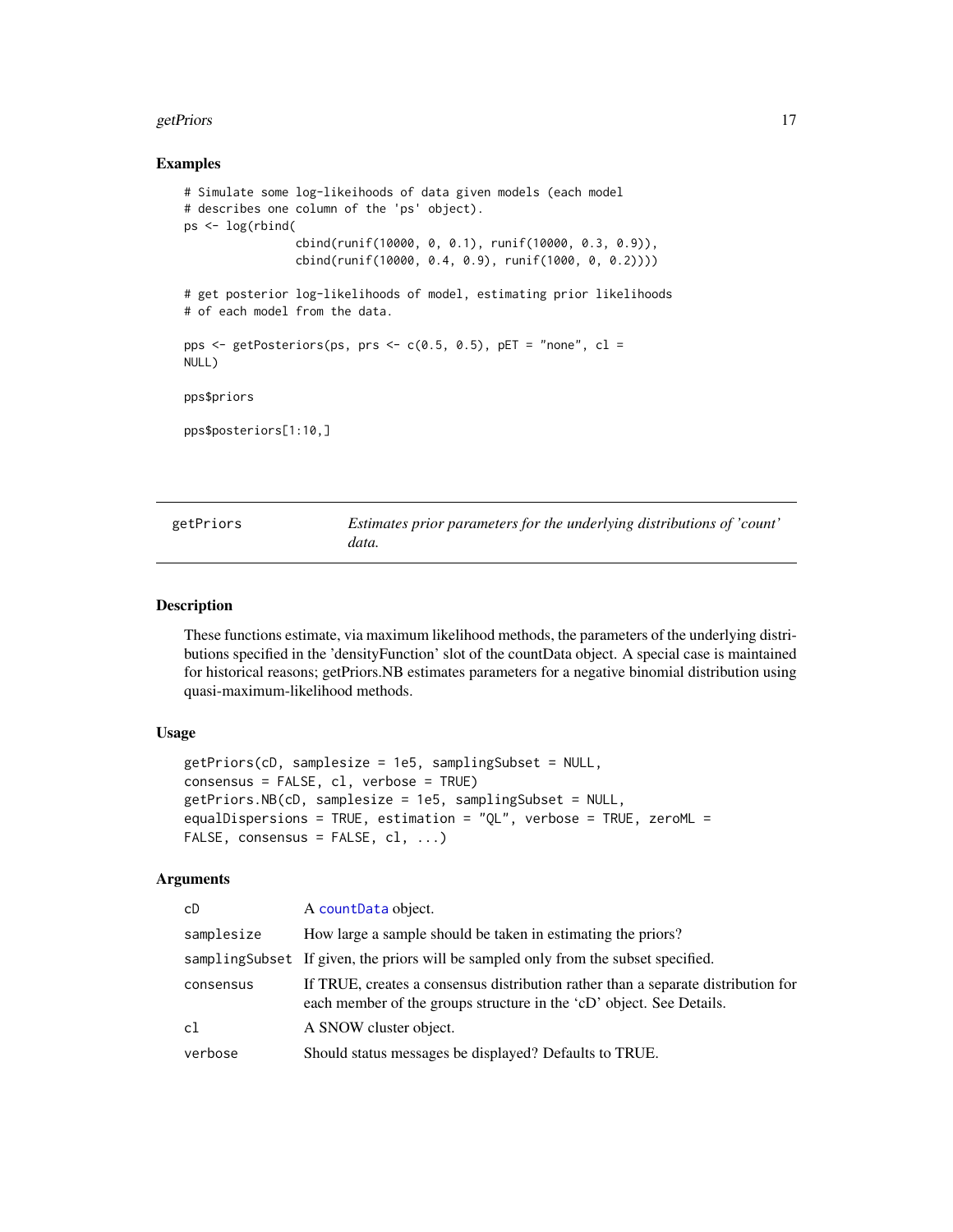## Examples

```
# Simulate some log-likeihoods of data given models (each model
# describes one column of the 'ps' object).
ps <- log(rbind(
                cbind(runif(10000, 0, 0.1), runif(10000, 0.3, 0.9)),
                cbind(runif(10000, 0.4, 0.9), runif(1000, 0, 0.2))))

# get posterior log-likelihoods of model, estimating prior likelihoods
# of each model from the data.

pps <- getPosteriors(ps, prs <- c(0.5, 0.5), pET = "none", cl =
NULL)

pps$priors

pps$posteriors[1:10,]
```

---

# getPriors — *Estimates prior parameters for the underlying distributions of 'count' data.*

## Description

These functions estimate, via maximum likelihood methods, the parameters of the underlying distributions specified in the 'densityFunction' slot of the countData object. A special case is maintained for historical reasons; getPriors.NB estimates parameters for a negative binomial distribution using quasi-maximum-likelihood methods.

## Usage

```
getPriors(cD, samplesize = 1e5, samplingSubset = NULL,
consensus = FALSE, cl, verbose = TRUE)
getPriors.NB(cD, samplesize = 1e5, samplingSubset = NULL,
equalDispersions = TRUE, estimation = "QL", verbose = TRUE, zeroML =
FALSE, consensus = FALSE, cl, ...)
```

## Arguments

| | |
|---|---|
| cD | A countData object. |
| samplesize | How large a sample should be taken in estimating the priors? |
| samplingSubset | If given, the priors will be sampled only from the subset specified. |
| consensus | If TRUE, creates a consensus distribution rather than a separate distribution for each member of the groups structure in the 'cD' object. See Details. |
| cl | A SNOW cluster object. |
| verbose | Should status messages be displayed? Defaults to TRUE. |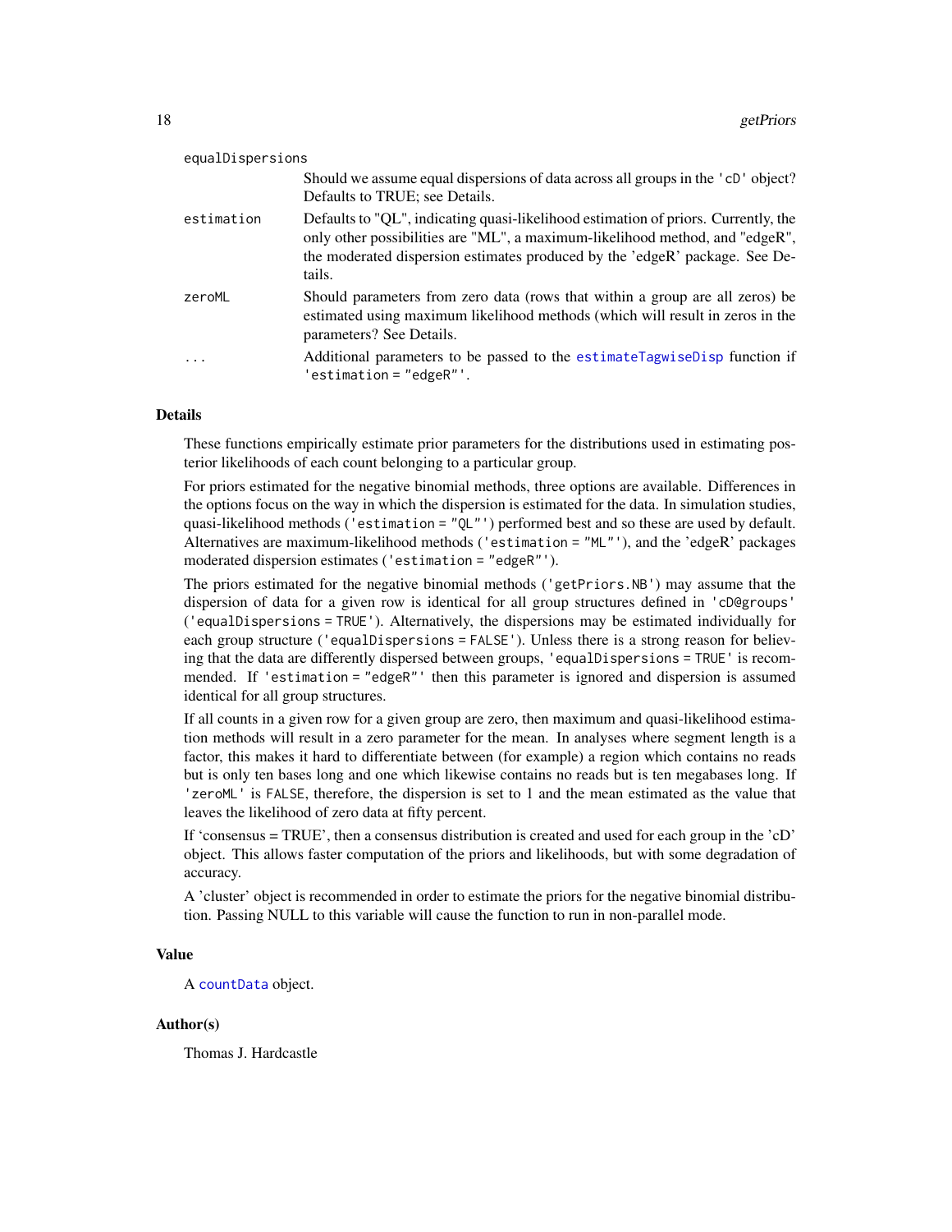| | |
|---|---|
| `equalDispersions` | Should we assume equal dispersions of data across all groups in the `'cD'` object? Defaults to TRUE; see Details. |
| `estimation` | Defaults to "QL", indicating quasi-likelihood estimation of priors. Currently, the only other possibilities are "ML", a maximum-likelihood method, and "edgeR", the moderated dispersion estimates produced by the 'edgeR' package. See Details. |
| `zeroML` | Should parameters from zero data (rows that within a group are all zeros) be estimated using maximum likelihood methods (which will result in zeros in the parameters? See Details. |
| `...` | Additional parameters to be passed to the `estimateTagwiseDisp` function if `'estimation = "edgeR"'`. |

## Details

These functions empirically estimate prior parameters for the distributions used in estimating posterior likelihoods of each count belonging to a particular group.

For priors estimated for the negative binomial methods, three options are available. Differences in the options focus on the way in which the dispersion is estimated for the data. In simulation studies, quasi-likelihood methods (`'estimation = "QL"'`) performed best and so these are used by default. Alternatives are maximum-likelihood methods (`'estimation = "ML"'`), and the 'edgeR' packages moderated dispersion estimates (`'estimation = "edgeR"'`).

The priors estimated for the negative binomial methods (`'getPriors.NB'`) may assume that the dispersion of data for a given row is identical for all group structures defined in `'cD@groups'` (`'equalDispersions = TRUE'`). Alternatively, the dispersions may be estimated individually for each group structure (`'equalDispersions = FALSE'`). Unless there is a strong reason for believing that the data are differently dispersed between groups, `'equalDispersions = TRUE'` is recommended. If `'estimation = "edgeR"'` then this parameter is ignored and dispersion is assumed identical for all group structures.

If all counts in a given row for a given group are zero, then maximum and quasi-likelihood estimation methods will result in a zero parameter for the mean. In analyses where segment length is a factor, this makes it hard to differentiate between (for example) a region which contains no reads but is only ten bases long and one which likewise contains no reads but is ten megabases long. If `'zeroML'` is `FALSE`, therefore, the dispersion is set to 1 and the mean estimated as the value that leaves the likelihood of zero data at fifty percent.

If 'consensus = TRUE', then a consensus distribution is created and used for each group in the 'cD' object. This allows faster computation of the priors and likelihoods, but with some degradation of accuracy.

A 'cluster' object is recommended in order to estimate the priors for the negative binomial distribution. Passing NULL to this variable will cause the function to run in non-parallel mode.

## Value

A `countData` object.

## Author(s)

Thomas J. Hardcastle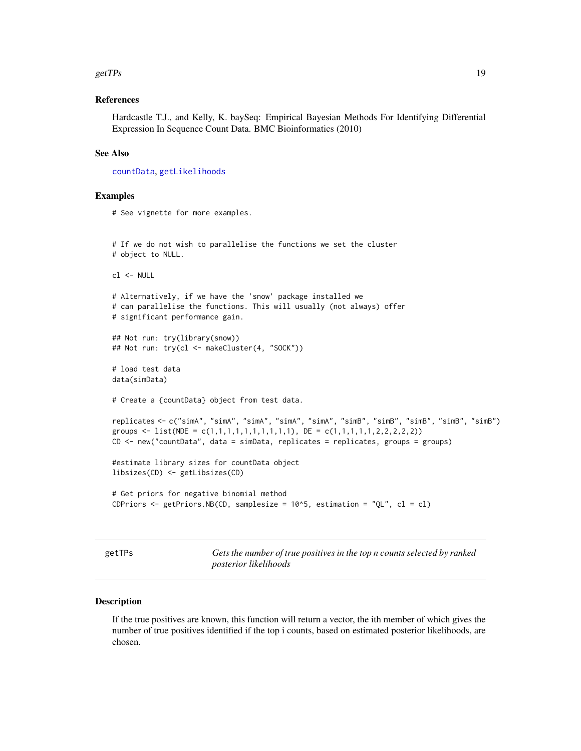### References

Hardcastle T.J., and Kelly, K. baySeq: Empirical Bayesian Methods For Identifying Differential Expression In Sequence Count Data. BMC Bioinformatics (2010)

### See Also

countData, getLikelihoods

### Examples

```
# See vignette for more examples.


# If we do not wish to parallelise the functions we set the cluster
# object to NULL.

cl <- NULL

# Alternatively, if we have the 'snow' package installed we
# can parallelise the functions. This will usually (not always) offer
# significant performance gain.

## Not run: try(library(snow))
## Not run: try(cl <- makeCluster(4, "SOCK"))

# load test data
data(simData)

# Create a {countData} object from test data.

replicates <- c("simA", "simA", "simA", "simA", "simA", "simB", "simB", "simB", "simB", "simB")
groups <- list(NDE = c(1,1,1,1,1,1,1,1,1,1), DE = c(1,1,1,1,1,2,2,2,2,2))
CD <- new("countData", data = simData, replicates = replicates, groups = groups)

#estimate library sizes for countData object
libsizes(CD) <- getLibsizes(CD)

# Get priors for negative binomial method
CDPriors <- getPriors.NB(CD, samplesize = 10^5, estimation = "QL", cl = cl)
```

---

## getTPs — *Gets the number of true positives in the top n counts selected by ranked posterior likelihoods*

### Description

If the true positives are known, this function will return a vector, the ith member of which gives the number of true positives identified if the top i counts, based on estimated posterior likelihoods, are chosen.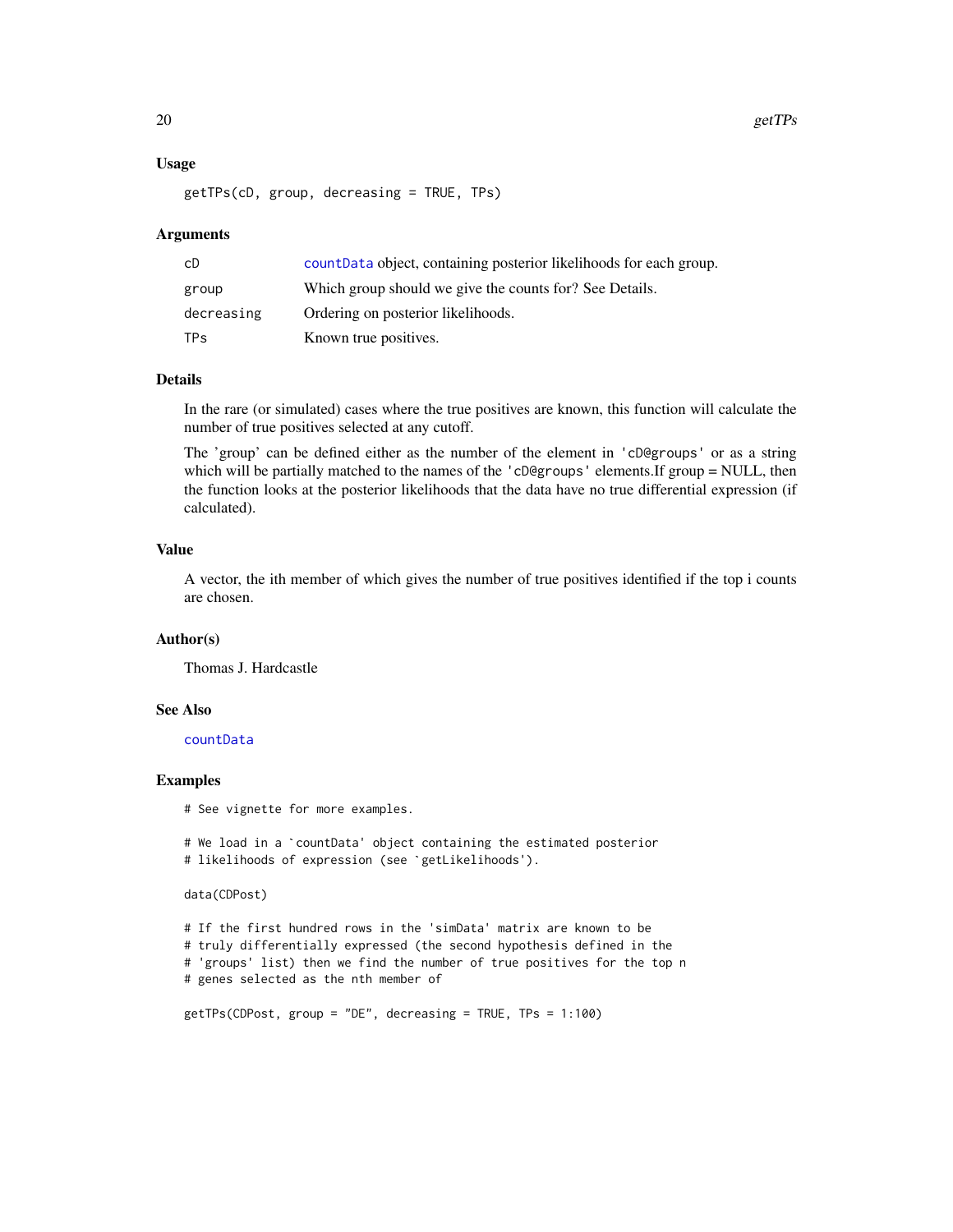## Usage

```
getTPs(cD, group, decreasing = TRUE, TPs)
```

## Arguments

| | |
|---|---|
| cD | countData object, containing posterior likelihoods for each group. |
| group | Which group should we give the counts for? See Details. |
| decreasing | Ordering on posterior likelihoods. |
| TPs | Known true positives. |

## Details

In the rare (or simulated) cases where the true positives are known, this function will calculate the number of true positives selected at any cutoff.

The 'group' can be defined either as the number of the element in 'cD@groups' or as a string which will be partially matched to the names of the 'cD@groups' elements.If group = NULL, then the function looks at the posterior likelihoods that the data have no true differential expression (if calculated).

## Value

A vector, the ith member of which gives the number of true positives identified if the top i counts are chosen.

## Author(s)

Thomas J. Hardcastle

## See Also

countData

## Examples

```
# See vignette for more examples.

# We load in a `countData' object containing the estimated posterior
# likelihoods of expression (see `getLikelihoods').

data(CDPost)

# If the first hundred rows in the 'simData' matrix are known to be
# truly differentially expressed (the second hypothesis defined in the
# 'groups' list) then we find the number of true positives for the top n
# genes selected as the nth member of

getTPs(CDPost, group = "DE", decreasing = TRUE, TPs = 1:100)
```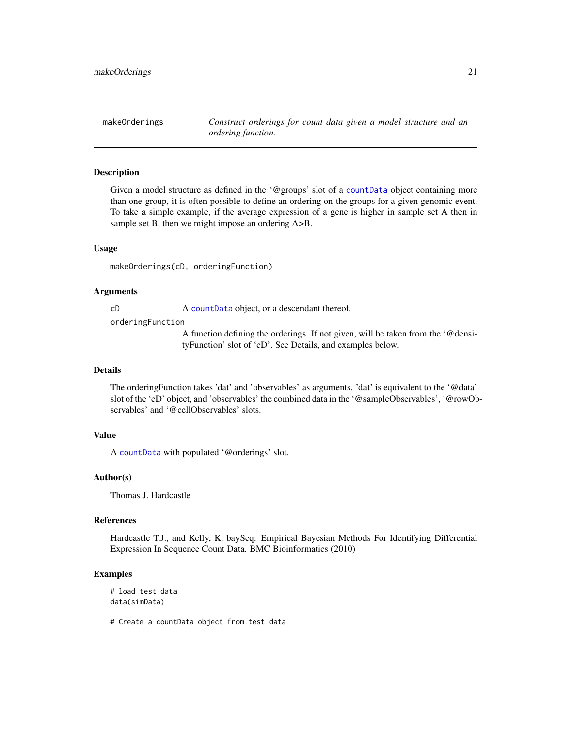# makeOrderings

*Construct orderings for count data given a model structure and an ordering function.*

## Description

Given a model structure as defined in the '@groups' slot of a `countData` object containing more than one group, it is often possible to define an ordering on the groups for a given genomic event. To take a simple example, if the average expression of a gene is higher in sample set A then in sample set B, then we might impose an ordering A>B.

## Usage

```
makeOrderings(cD, orderingFunction)
```

## Arguments

| | |
|---|---|
| `cD` | A `countData` object, or a descendant thereof. |
| `orderingFunction` | A function defining the orderings. If not given, will be taken from the '@densityFunction' slot of 'cD'. See Details, and examples below. |

## Details

The orderingFunction takes 'dat' and 'observables' as arguments. 'dat' is equivalent to the '@data' slot of the 'cD' object, and 'observables' the combined data in the '@sampleObservables', '@rowObservables' and '@cellObservables' slots.

## Value

A `countData` with populated '@orderings' slot.

## Author(s)

Thomas J. Hardcastle

## References

Hardcastle T.J., and Kelly, K. baySeq: Empirical Bayesian Methods For Identifying Differential Expression In Sequence Count Data. BMC Bioinformatics (2010)

## Examples

```
# load test data
data(simData)

# Create a countData object from test data
```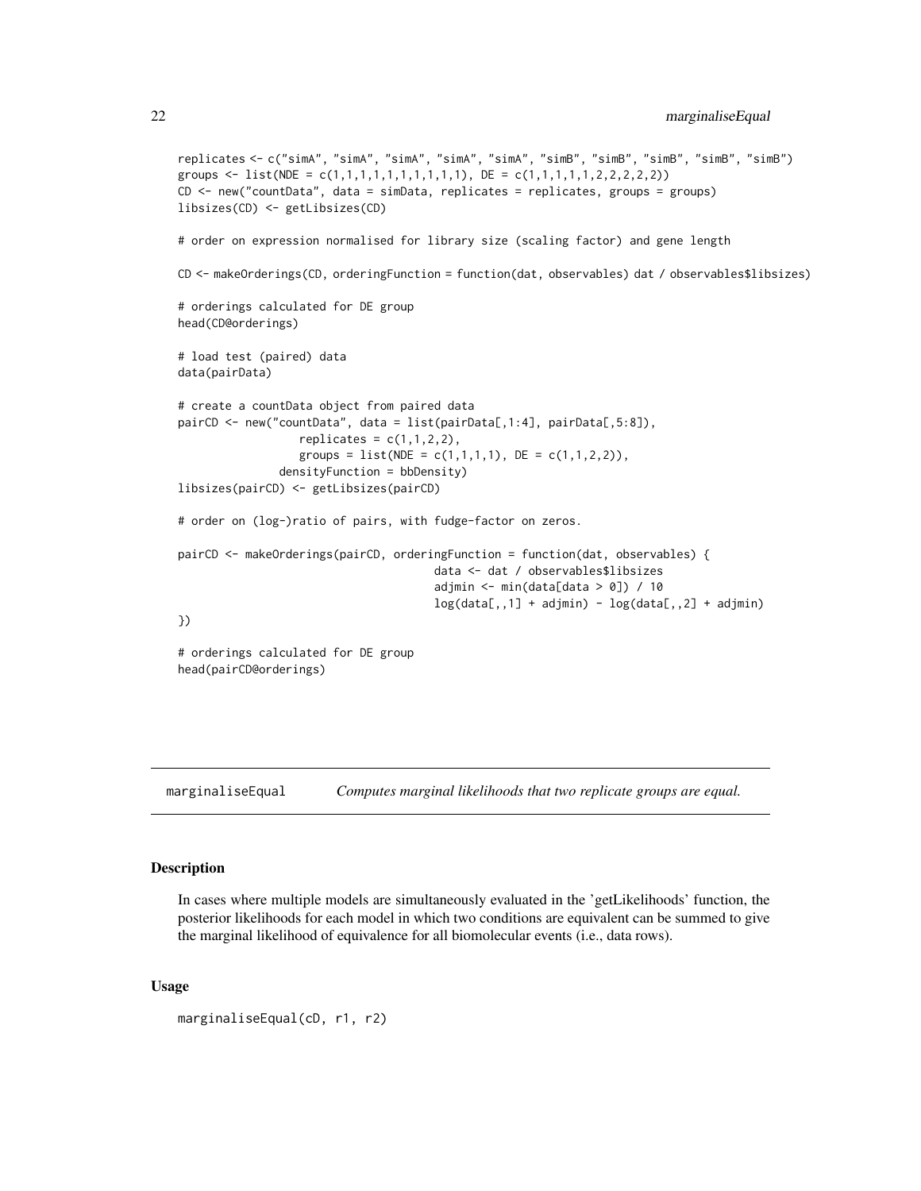```
replicates <- c("simA", "simA", "simA", "simA", "simA", "simB", "simB", "simB", "simB", "simB")
groups <- list(NDE = c(1,1,1,1,1,1,1,1,1,1), DE = c(1,1,1,1,1,2,2,2,2,2))
CD <- new("countData", data = simData, replicates = replicates, groups = groups)
libsizes(CD) <- getLibsizes(CD)

# order on expression normalised for library size (scaling factor) and gene length

CD <- makeOrderings(CD, orderingFunction = function(dat, observables) dat / observables$libsizes)

# orderings calculated for DE group
head(CD@orderings)

# load test (paired) data
data(pairData)

# create a countData object from paired data
pairCD <- new("countData", data = list(pairData[,1:4], pairData[,5:8]),
                  replicates = c(1,1,2,2),
                  groups = list(NDE = c(1,1,1,1), DE = c(1,1,2,2)),
               densityFunction = bbDensity)
libsizes(pairCD) <- getLibsizes(pairCD)

# order on (log-)ratio of pairs, with fudge-factor on zeros.

pairCD <- makeOrderings(pairCD, orderingFunction = function(dat, observables) {
                                      data <- dat / observables$libsizes
                                      adjmin <- min(data[data > 0]) / 10
                                      log(data[,,1] + adjmin) - log(data[,,2] + adjmin)
})

# orderings calculated for DE group
head(pairCD@orderings)
```

---

## marginaliseEqual — *Computes marginal likelihoods that two replicate groups are equal.*

---

### Description

In cases where multiple models are simultaneously evaluated in the 'getLikelihoods' function, the posterior likelihoods for each model in which two conditions are equivalent can be summed to give the marginal likelihood of equivalence for all biomolecular events (i.e., data rows).

### Usage

```
marginaliseEqual(cD, r1, r2)
```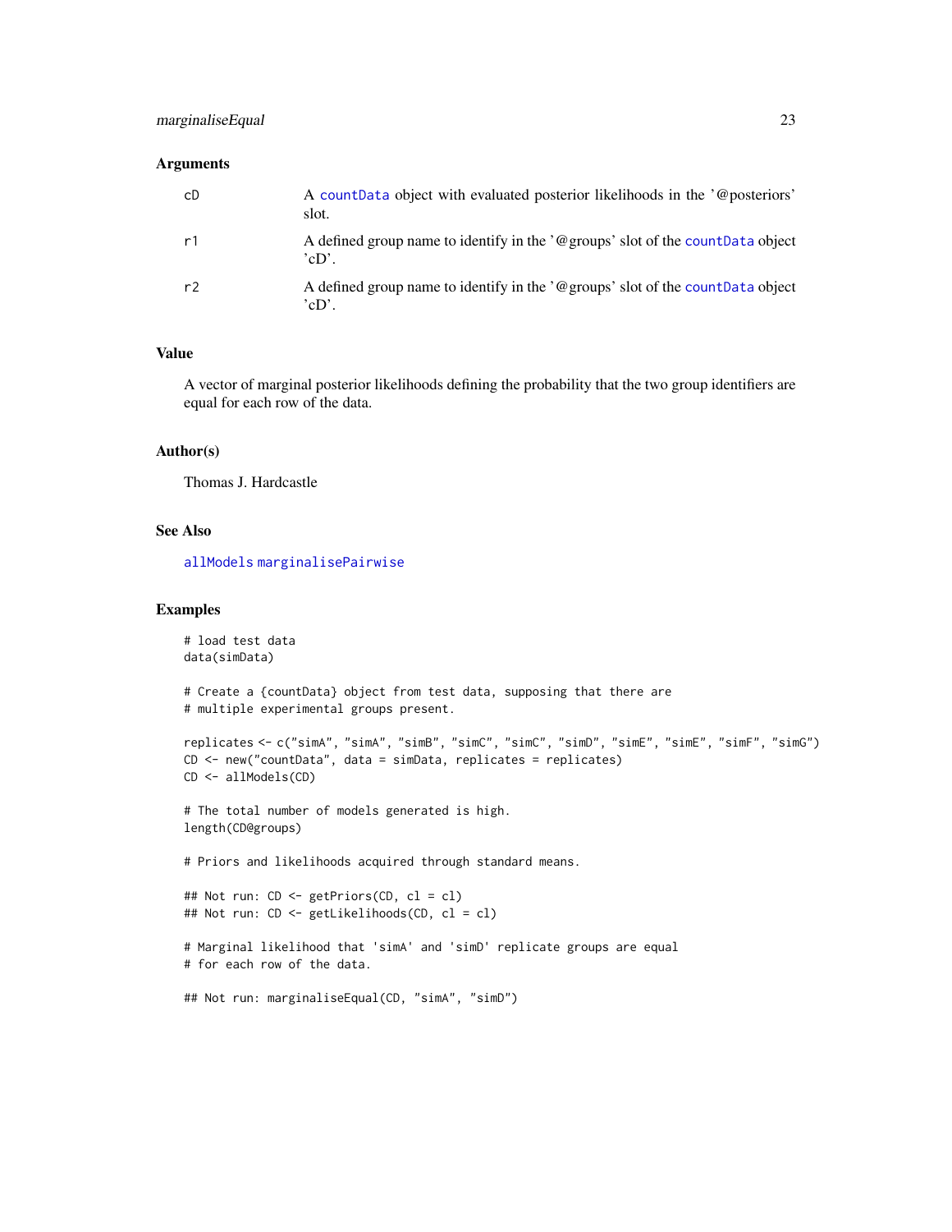### Arguments

| | |
|---|---|
| cD | A countData object with evaluated posterior likelihoods in the '@posteriors' slot. |
| r1 | A defined group name to identify in the '@groups' slot of the countData object 'cD'. |
| r2 | A defined group name to identify in the '@groups' slot of the countData object 'cD'. |

### Value

A vector of marginal posterior likelihoods defining the probability that the two group identifiers are equal for each row of the data.

### Author(s)

Thomas J. Hardcastle

### See Also

allModels marginalisePairwise

### Examples

```
# load test data
data(simData)

# Create a {countData} object from test data, supposing that there are
# multiple experimental groups present.

replicates <- c("simA", "simA", "simB", "simC", "simC", "simD", "simE", "simE", "simF", "simG")
CD <- new("countData", data = simData, replicates = replicates)
CD <- allModels(CD)

# The total number of models generated is high.
length(CD@groups)

# Priors and likelihoods acquired through standard means.

## Not run: CD <- getPriors(CD, cl = cl)
## Not run: CD <- getLikelihoods(CD, cl = cl)

# Marginal likelihood that 'simA' and 'simD' replicate groups are equal
# for each row of the data.

## Not run: marginaliseEqual(CD, "simA", "simD")
```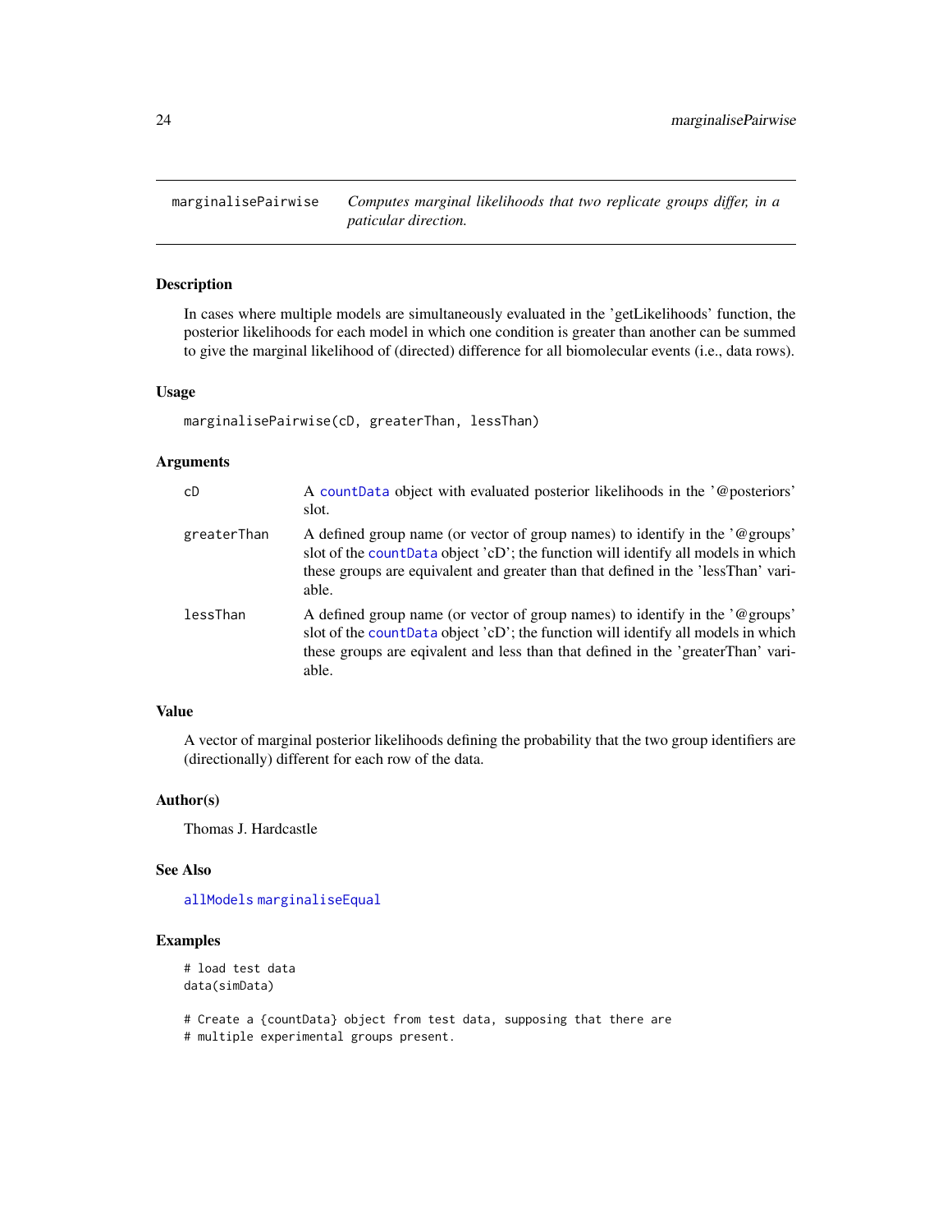marginalisePairwise — *Computes marginal likelihoods that two replicate groups differ, in a paticular direction.*

## Description

In cases where multiple models are simultaneously evaluated in the 'getLikelihoods' function, the posterior likelihoods for each model in which one condition is greater than another can be summed to give the marginal likelihood of (directed) difference for all biomolecular events (i.e., data rows).

## Usage

```
marginalisePairwise(cD, greaterThan, lessThan)
```

## Arguments

| | |
|---|---|
| cD | A countData object with evaluated posterior likelihoods in the '@posteriors' slot. |
| greaterThan | A defined group name (or vector of group names) to identify in the '@groups' slot of the countData object 'cD'; the function will identify all models in which these groups are equivalent and greater than that defined in the 'lessThan' variable. |
| lessThan | A defined group name (or vector of group names) to identify in the '@groups' slot of the countData object 'cD'; the function will identify all models in which these groups are eqivalent and less than that defined in the 'greaterThan' variable. |

## Value

A vector of marginal posterior likelihoods defining the probability that the two group identifiers are (directionally) different for each row of the data.

## Author(s)

Thomas J. Hardcastle

## See Also

allModels marginaliseEqual

## Examples

```
# load test data
data(simData)

# Create a {countData} object from test data, supposing that there are
# multiple experimental groups present.
```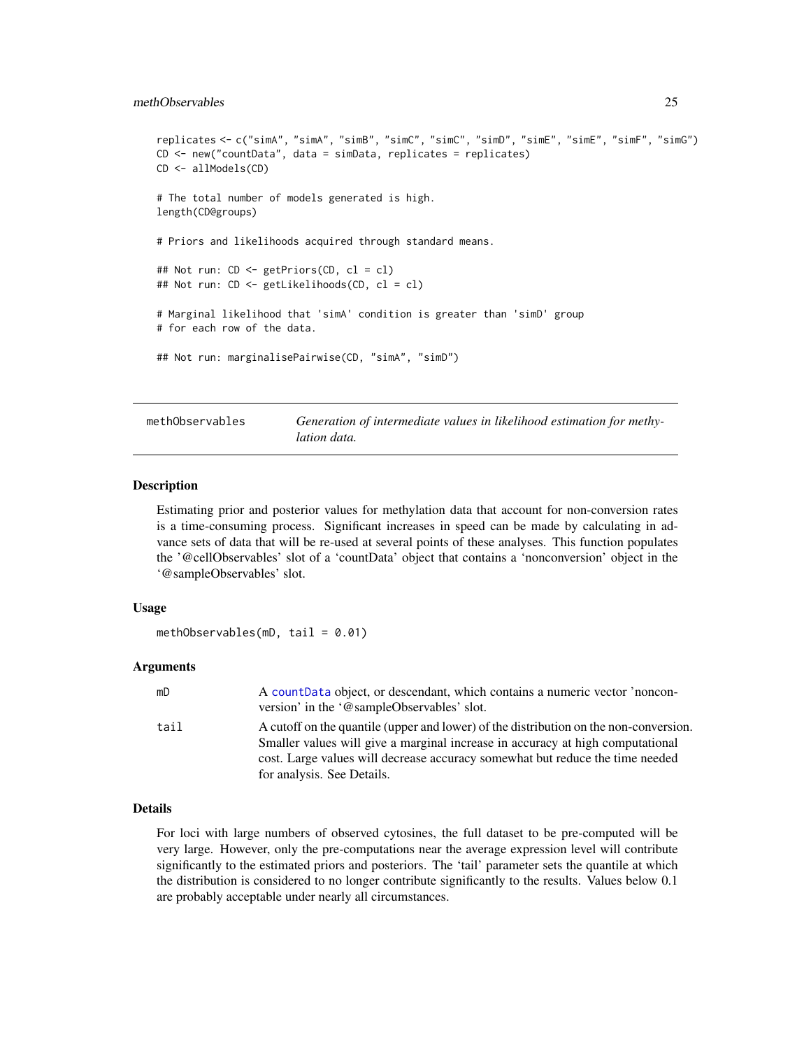```
replicates <- c("simA", "simA", "simB", "simC", "simC", "simD", "simE", "simE", "simF", "simG")
CD <- new("countData", data = simData, replicates = replicates)
CD <- allModels(CD)

# The total number of models generated is high.
length(CD@groups)

# Priors and likelihoods acquired through standard means.

## Not run: CD <- getPriors(CD, cl = cl)
## Not run: CD <- getLikelihoods(CD, cl = cl)

# Marginal likelihood that 'simA' condition is greater than 'simD' group
# for each row of the data.

## Not run: marginalisePairwise(CD, "simA", "simD")
```

## methObservables — *Generation of intermediate values in likelihood estimation for methylation data.*

### Description

Estimating prior and posterior values for methylation data that account for non-conversion rates is a time-consuming process. Significant increases in speed can be made by calculating in advance sets of data that will be re-used at several points of these analyses. This function populates the '@cellObservables' slot of a 'countData' object that contains a 'nonconversion' object in the '@sampleObservables' slot.

### Usage

```
methObservables(mD, tail = 0.01)
```

### Arguments

| | |
|---|---|
| mD | A countData object, or descendant, which contains a numeric vector 'nonconversion' in the '@sampleObservables' slot. |
| tail | A cutoff on the quantile (upper and lower) of the distribution on the non-conversion. Smaller values will give a marginal increase in accuracy at high computational cost. Large values will decrease accuracy somewhat but reduce the time needed for analysis. See Details. |

### Details

For loci with large numbers of observed cytosines, the full dataset to be pre-computed will be very large. However, only the pre-computations near the average expression level will contribute significantly to the estimated priors and posteriors. The 'tail' parameter sets the quantile at which the distribution is considered to no longer contribute significantly to the results. Values below 0.1 are probably acceptable under nearly all circumstances.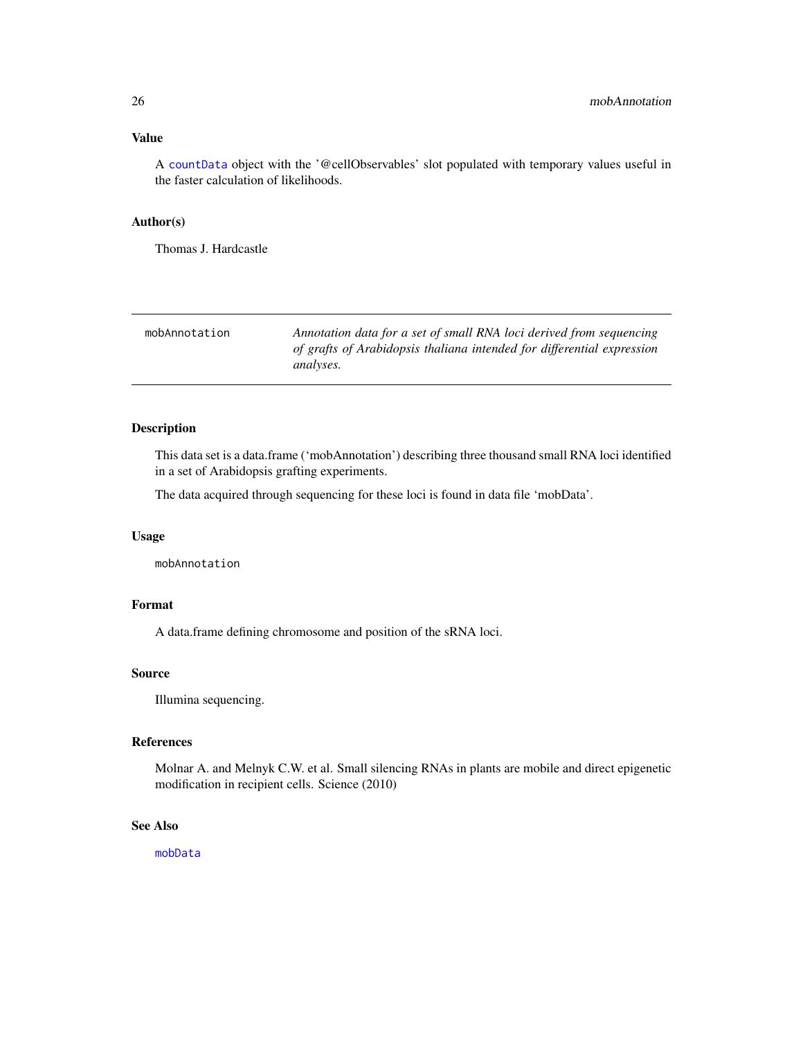## Value

A `countData` object with the '@cellObservables' slot populated with temporary values useful in the faster calculation of likelihoods.

## Author(s)

Thomas J. Hardcastle

---

# mobAnnotation — *Annotation data for a set of small RNA loci derived from sequencing of grafts of Arabidopsis thaliana intended for differential expression analyses.*

---

## Description

This data set is a data.frame ('mobAnnotation') describing three thousand small RNA loci identified in a set of Arabidopsis grafting experiments.

The data acquired through sequencing for these loci is found in data file 'mobData'.

## Usage

```
mobAnnotation
```

## Format

A data.frame defining chromosome and position of the sRNA loci.

## Source

Illumina sequencing.

## References

Molnar A. and Melnyk C.W. et al. Small silencing RNAs in plants are mobile and direct epigenetic modification in recipient cells. Science (2010)

## See Also

`mobData`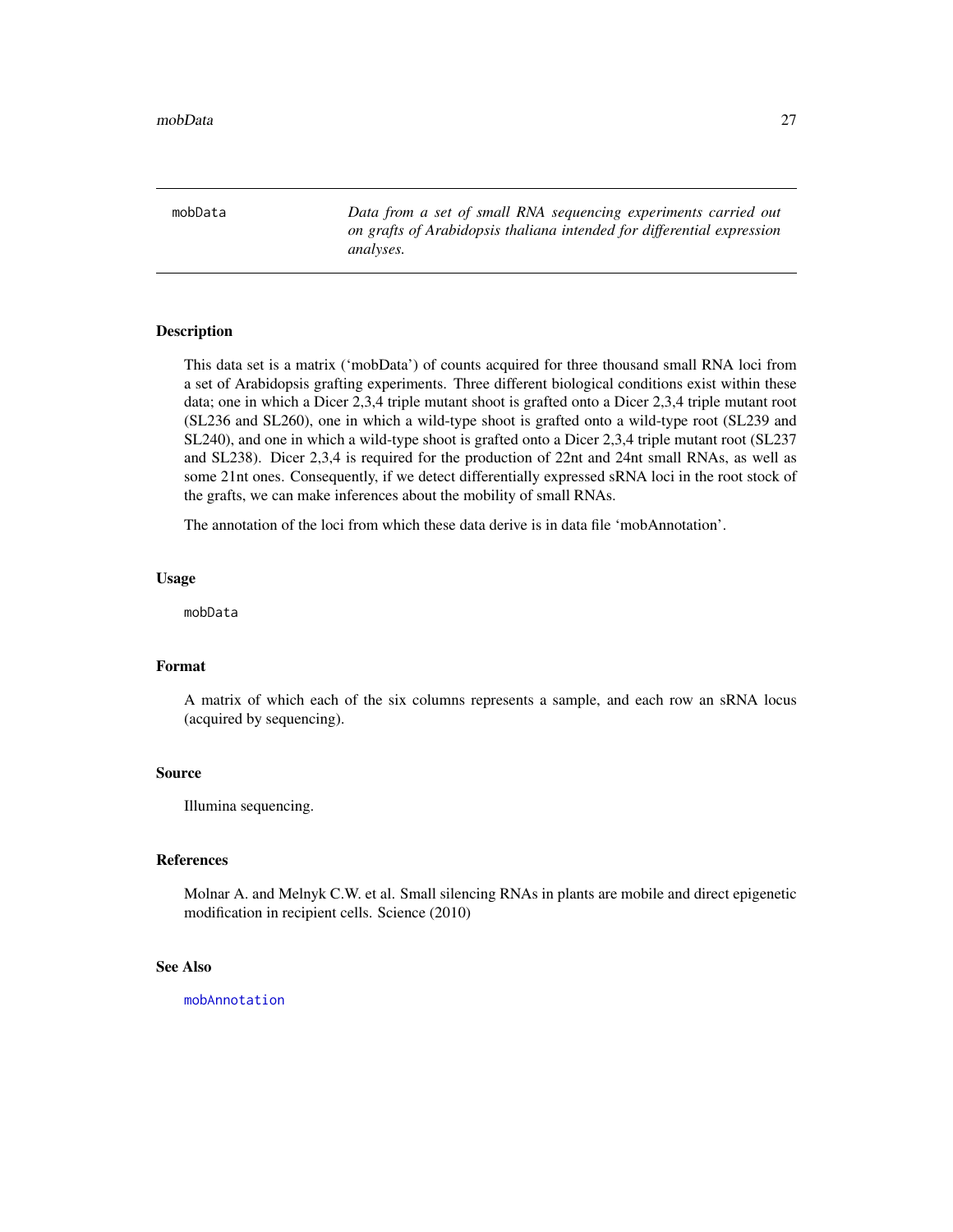mobData — *Data from a set of small RNA sequencing experiments carried out on grafts of Arabidopsis thaliana intended for differential expression analyses.*

## Description

This data set is a matrix ('mobData') of counts acquired for three thousand small RNA loci from a set of Arabidopsis grafting experiments. Three different biological conditions exist within these data; one in which a Dicer 2,3,4 triple mutant shoot is grafted onto a Dicer 2,3,4 triple mutant root (SL236 and SL260), one in which a wild-type shoot is grafted onto a wild-type root (SL239 and SL240), and one in which a wild-type shoot is grafted onto a Dicer 2,3,4 triple mutant root (SL237 and SL238). Dicer 2,3,4 is required for the production of 22nt and 24nt small RNAs, as well as some 21nt ones. Consequently, if we detect differentially expressed sRNA loci in the root stock of the grafts, we can make inferences about the mobility of small RNAs.

The annotation of the loci from which these data derive is in data file 'mobAnnotation'.

## Usage

```
mobData
```

## Format

A matrix of which each of the six columns represents a sample, and each row an sRNA locus (acquired by sequencing).

## Source

Illumina sequencing.

## References

Molnar A. and Melnyk C.W. et al. Small silencing RNAs in plants are mobile and direct epigenetic modification in recipient cells. Science (2010)

## See Also

mobAnnotation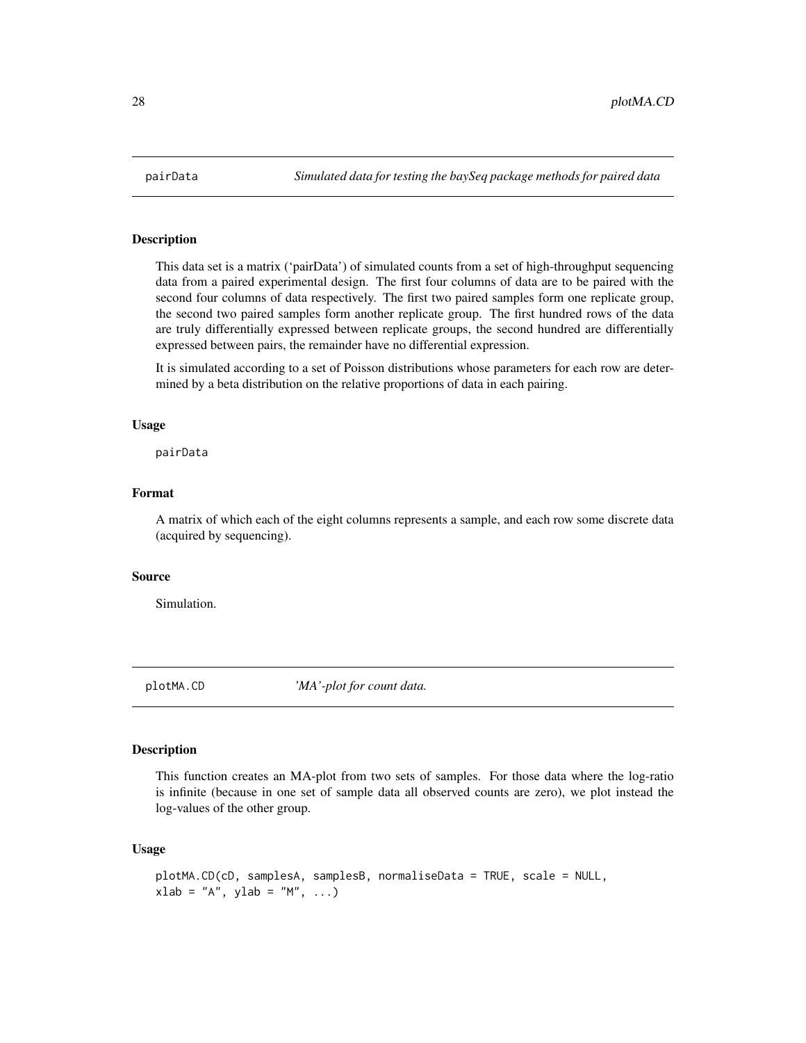## pairData *Simulated data for testing the baySeq package methods for paired data*

### Description

This data set is a matrix ('pairData') of simulated counts from a set of high-throughput sequencing data from a paired experimental design. The first four columns of data are to be paired with the second four columns of data respectively. The first two paired samples form one replicate group, the second two paired samples form another replicate group. The first hundred rows of the data are truly differentially expressed between replicate groups, the second hundred are differentially expressed between pairs, the remainder have no differential expression.

It is simulated according to a set of Poisson distributions whose parameters for each row are determined by a beta distribution on the relative proportions of data in each pairing.

### Usage

```
pairData
```

### Format

A matrix of which each of the eight columns represents a sample, and each row some discrete data (acquired by sequencing).

### Source

Simulation.

## plotMA.CD *'MA'-plot for count data.*

### Description

This function creates an MA-plot from two sets of samples. For those data where the log-ratio is infinite (because in one set of sample data all observed counts are zero), we plot instead the log-values of the other group.

### Usage

```
plotMA.CD(cD, samplesA, samplesB, normaliseData = TRUE, scale = NULL,
xlab = "A", ylab = "M", ...)
```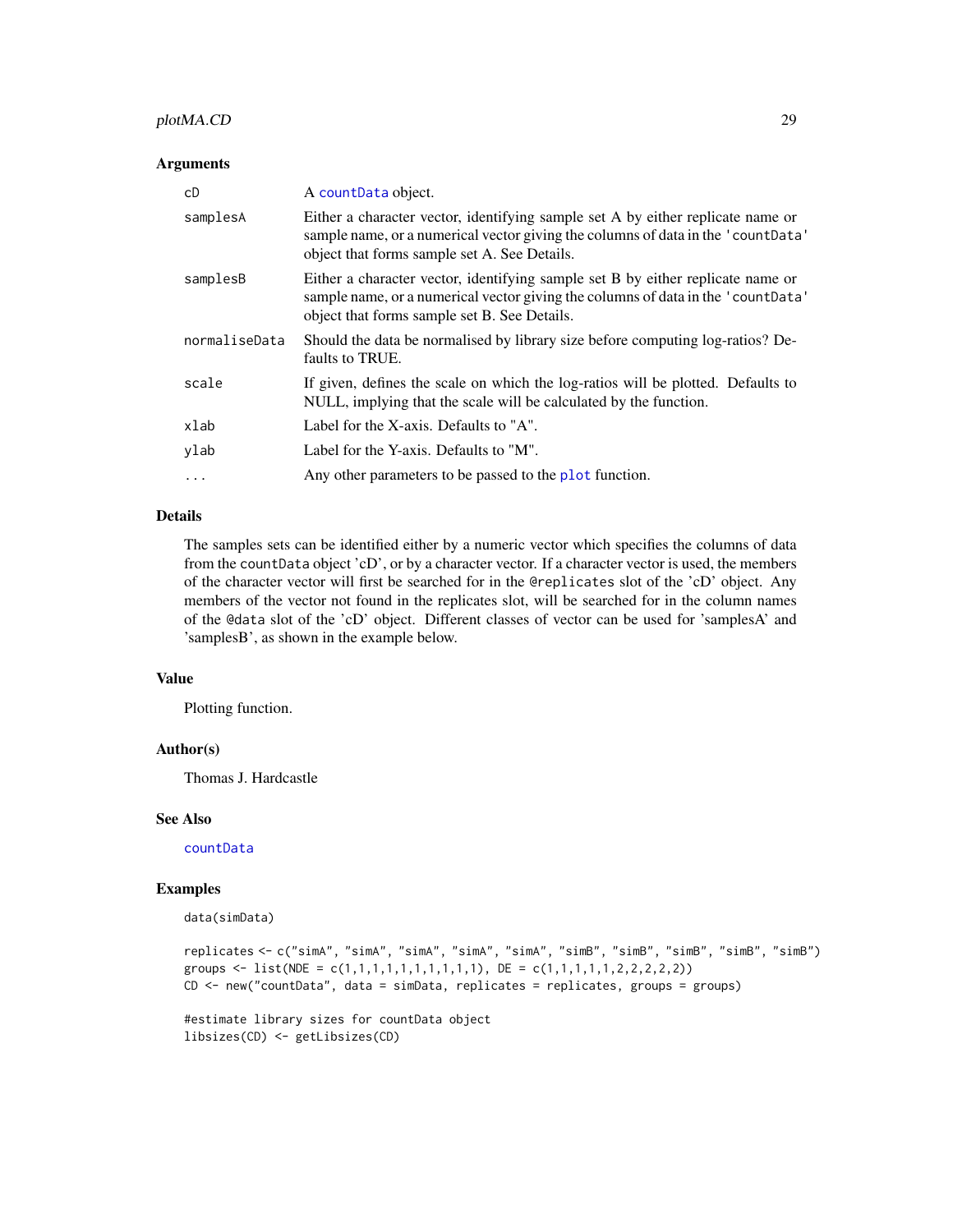## Arguments

| | |
|---|---|
| cD | A countData object. |
| samplesA | Either a character vector, identifying sample set A by either replicate name or sample name, or a numerical vector giving the columns of data in the 'countData' object that forms sample set A. See Details. |
| samplesB | Either a character vector, identifying sample set B by either replicate name or sample name, or a numerical vector giving the columns of data in the 'countData' object that forms sample set B. See Details. |
| normaliseData | Should the data be normalised by library size before computing log-ratios? Defaults to TRUE. |
| scale | If given, defines the scale on which the log-ratios will be plotted. Defaults to NULL, implying that the scale will be calculated by the function. |
| xlab | Label for the X-axis. Defaults to "A". |
| ylab | Label for the Y-axis. Defaults to "M". |
| ... | Any other parameters to be passed to the plot function. |

## Details

The samples sets can be identified either by a numeric vector which specifies the columns of data from the countData object 'cD', or by a character vector. If a character vector is used, the members of the character vector will first be searched for in the @replicates slot of the 'cD' object. Any members of the vector not found in the replicates slot, will be searched for in the column names of the @data slot of the 'cD' object. Different classes of vector can be used for 'samplesA' and 'samplesB', as shown in the example below.

## Value

Plotting function.

## Author(s)

Thomas J. Hardcastle

## See Also

countData

## Examples

```
data(simData)

replicates <- c("simA", "simA", "simA", "simA", "simA", "simB", "simB", "simB", "simB", "simB")
groups <- list(NDE = c(1,1,1,1,1,1,1,1,1,1), DE = c(1,1,1,1,1,2,2,2,2,2))
CD <- new("countData", data = simData, replicates = replicates, groups = groups)

#estimate library sizes for countData object
libsizes(CD) <- getLibsizes(CD)
```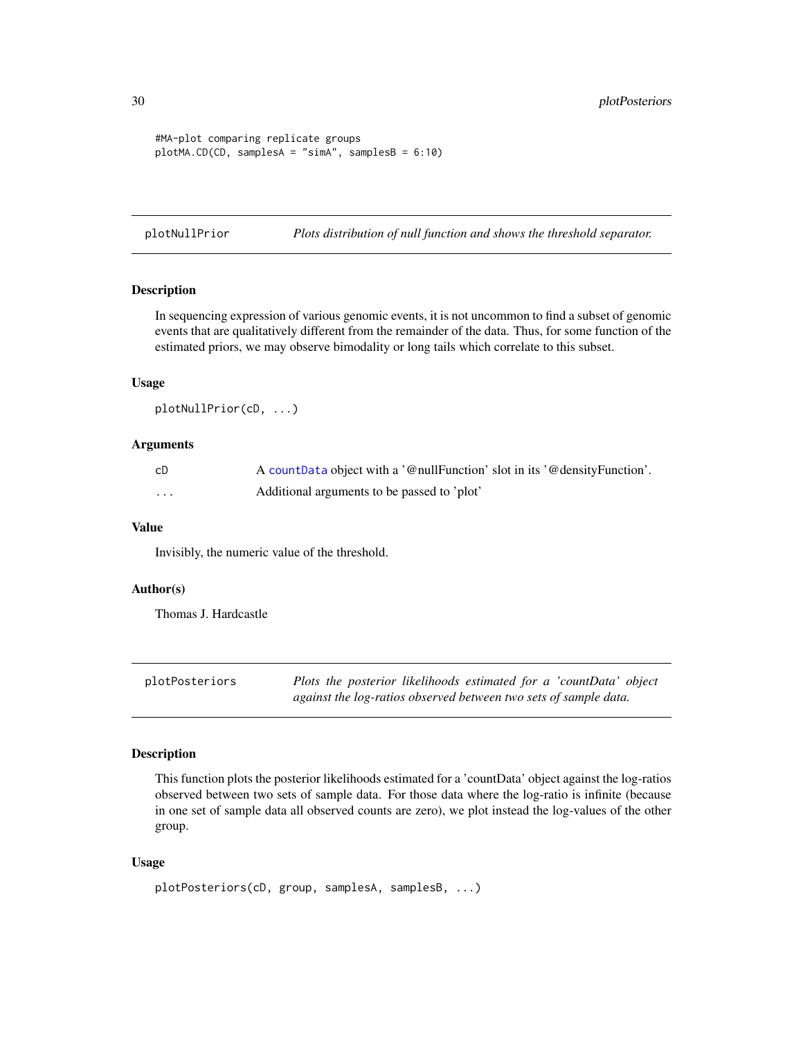```
#MA-plot comparing replicate groups
plotMA.CD(CD, samplesA = "simA", samplesB = 6:10)
```

## plotNullPrior — *Plots distribution of null function and shows the threshold separator.*

### Description

In sequencing expression of various genomic events, it is not uncommon to find a subset of genomic events that are qualitatively different from the remainder of the data. Thus, for some function of the estimated priors, we may observe bimodality or long tails which correlate to this subset.

### Usage

```
plotNullPrior(cD, ...)
```

### Arguments

| | |
|---|---|
| cD | A countData object with a '@nullFunction' slot in its '@densityFunction'. |
| ... | Additional arguments to be passed to 'plot' |

### Value

Invisibly, the numeric value of the threshold.

### Author(s)

Thomas J. Hardcastle

## plotPosteriors — *Plots the posterior likelihoods estimated for a 'countData' object against the log-ratios observed between two sets of sample data.*

### Description

This function plots the posterior likelihoods estimated for a 'countData' object against the log-ratios observed between two sets of sample data. For those data where the log-ratio is infinite (because in one set of sample data all observed counts are zero), we plot instead the log-values of the other group.

### Usage

```
plotPosteriors(cD, group, samplesA, samplesB, ...)
```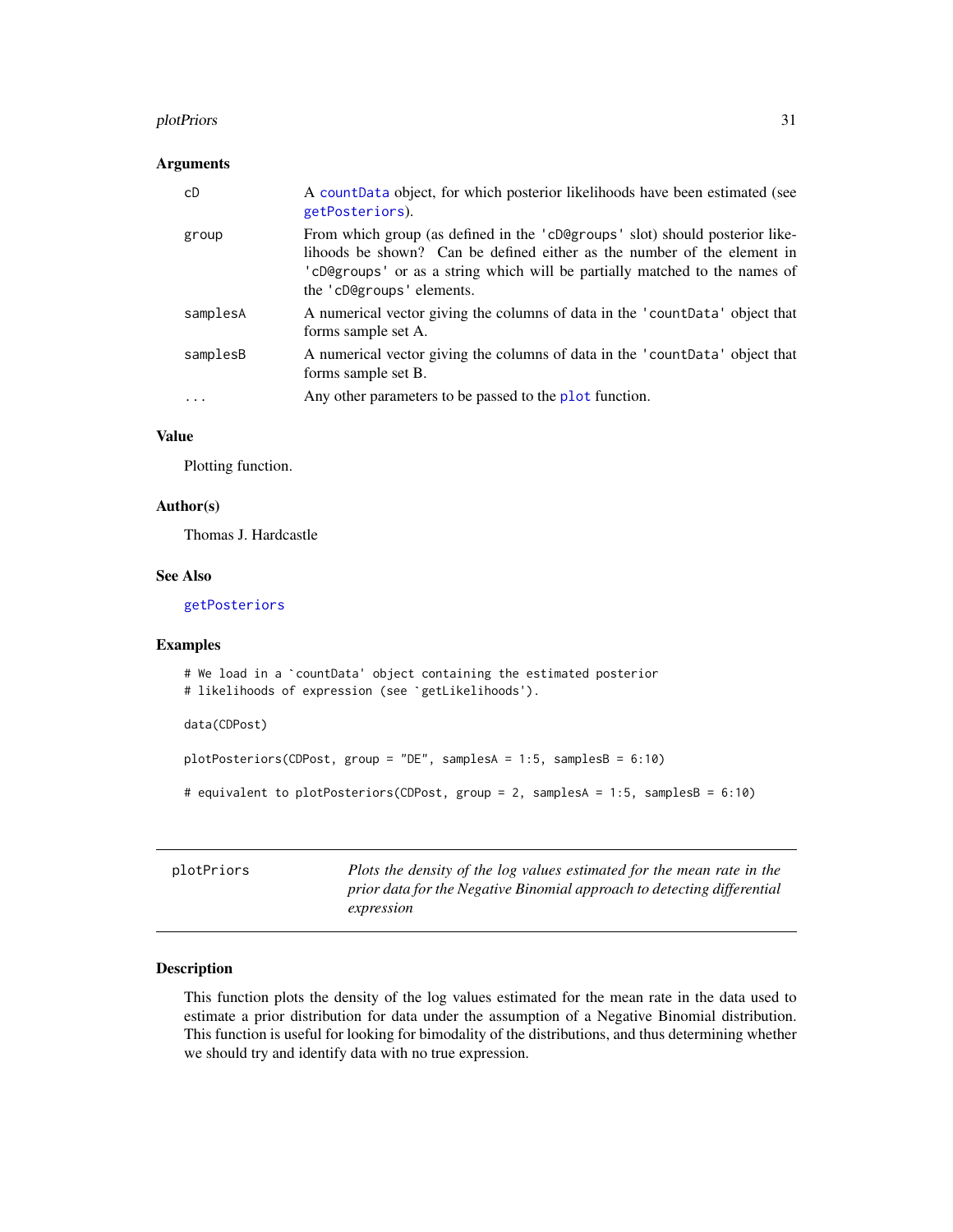### Arguments

| | |
|---|---|
| cD | A countData object, for which posterior likelihoods have been estimated (see getPosteriors). |
| group | From which group (as defined in the 'cD@groups' slot) should posterior likelihoods be shown? Can be defined either as the number of the element in 'cD@groups' or as a string which will be partially matched to the names of the 'cD@groups' elements. |
| samplesA | A numerical vector giving the columns of data in the 'countData' object that forms sample set A. |
| samplesB | A numerical vector giving the columns of data in the 'countData' object that forms sample set B. |
| ... | Any other parameters to be passed to the plot function. |

### Value

Plotting function.

### Author(s)

Thomas J. Hardcastle

### See Also

getPosteriors

### Examples

```
# We load in a `countData' object containing the estimated posterior
# likelihoods of expression (see `getLikelihoods').

data(CDPost)

plotPosteriors(CDPost, group = "DE", samplesA = 1:5, samplesB = 6:10)

# equivalent to plotPosteriors(CDPost, group = 2, samplesA = 1:5, samplesB = 6:10)
```

---

## plotPriors

*Plots the density of the log values estimated for the mean rate in the prior data for the Negative Binomial approach to detecting differential expression*

---

### Description

This function plots the density of the log values estimated for the mean rate in the data used to estimate a prior distribution for data under the assumption of a Negative Binomial distribution. This function is useful for looking for bimodality of the distributions, and thus determining whether we should try and identify data with no true expression.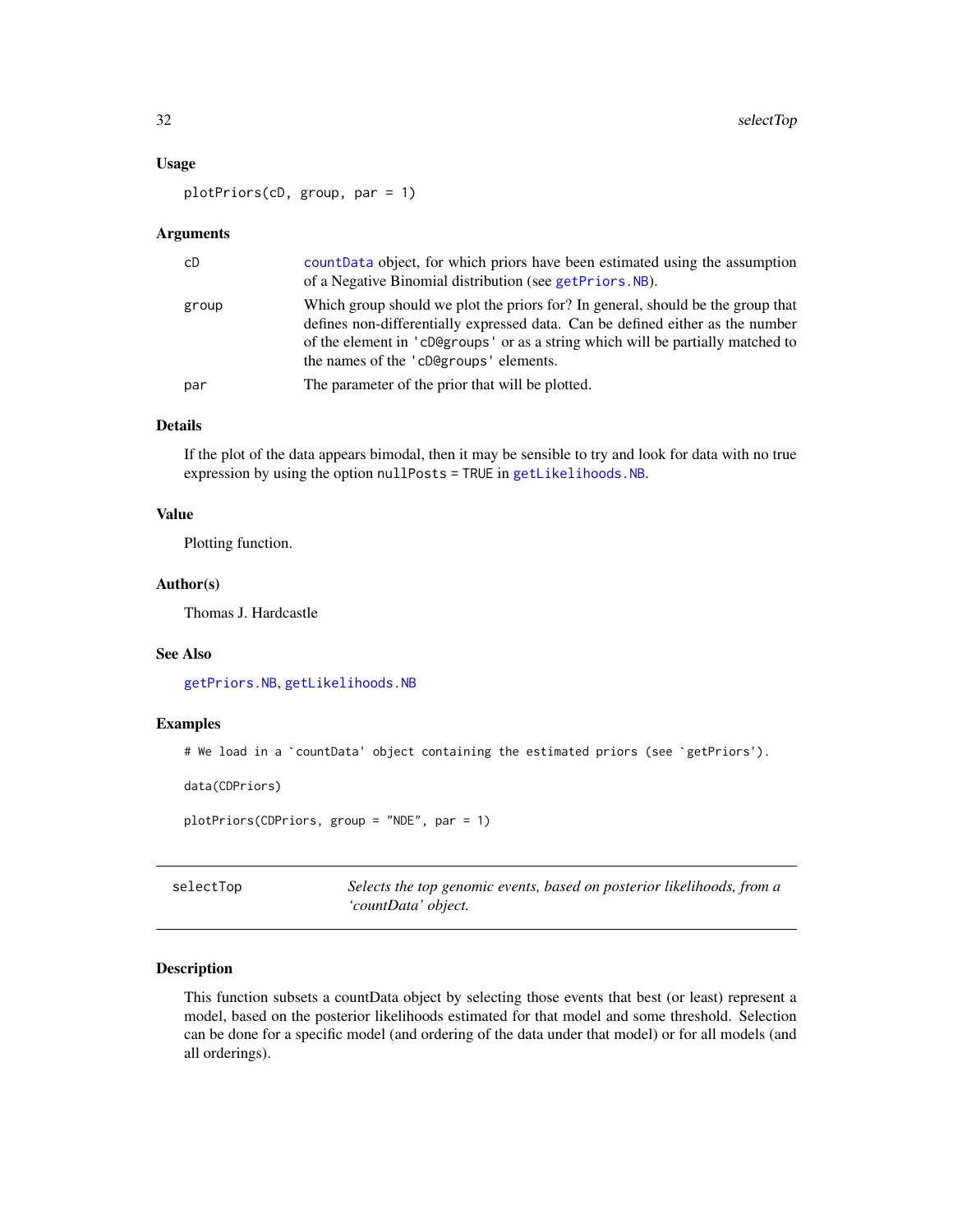### Usage

```
plotPriors(cD, group, par = 1)
```

### Arguments

| | |
|---|---|
| cD | countData object, for which priors have been estimated using the assumption of a Negative Binomial distribution (see getPriors.NB). |
| group | Which group should we plot the priors for? In general, should be the group that defines non-differentially expressed data. Can be defined either as the number of the element in 'cD@groups' or as a string which will be partially matched to the names of the 'cD@groups' elements. |
| par | The parameter of the prior that will be plotted. |

### Details

If the plot of the data appears bimodal, then it may be sensible to try and look for data with no true expression by using the option `nullPosts = TRUE` in `getLikelihoods.NB`.

### Value

Plotting function.

### Author(s)

Thomas J. Hardcastle

### See Also

getPriors.NB, getLikelihoods.NB

### Examples

```
# We load in a `countData' object containing the estimated priors (see `getPriors').

data(CDPriors)

plotPriors(CDPriors, group = "NDE", par = 1)
```

---

## selectTop — *Selects the top genomic events, based on posterior likelihoods, from a 'countData' object.*

---

### Description

This function subsets a countData object by selecting those events that best (or least) represent a model, based on the posterior likelihoods estimated for that model and some threshold. Selection can be done for a specific model (and ordering of the data under that model) or for all models (and all orderings).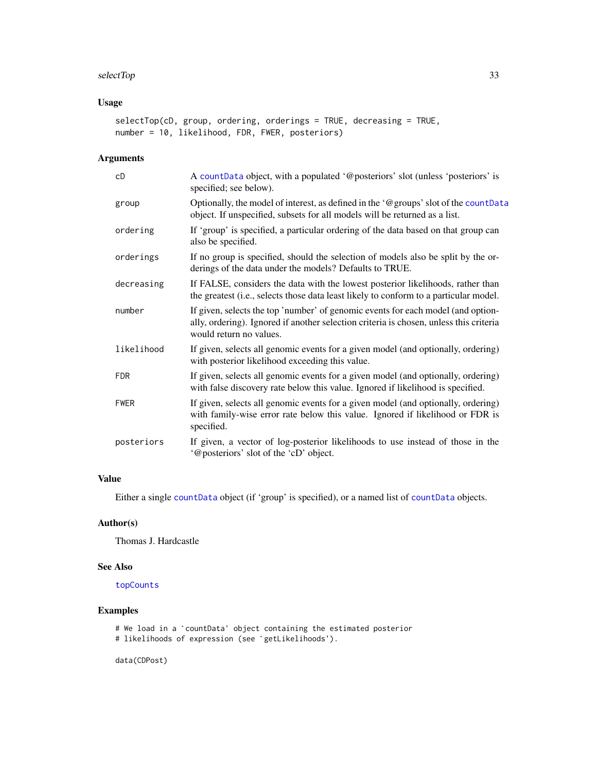## Usage

```
selectTop(cD, group, ordering, orderings = TRUE, decreasing = TRUE,
number = 10, likelihood, FDR, FWER, posteriors)
```

## Arguments

| | |
|---|---|
| cD | A countData object, with a populated '@posteriors' slot (unless 'posteriors' is specified; see below). |
| group | Optionally, the model of interest, as defined in the '@groups' slot of the countData object. If unspecified, subsets for all models will be returned as a list. |
| ordering | If 'group' is specified, a particular ordering of the data based on that group can also be specified. |
| orderings | If no group is specified, should the selection of models also be split by the orderings of the data under the models? Defaults to TRUE. |
| decreasing | If FALSE, considers the data with the lowest posterior likelihoods, rather than the greatest (i.e., selects those data least likely to conform to a particular model. |
| number | If given, selects the top 'number' of genomic events for each model (and optionally, ordering). Ignored if another selection criteria is chosen, unless this criteria would return no values. |
| likelihood | If given, selects all genomic events for a given model (and optionally, ordering) with posterior likelihood exceeding this value. |
| FDR | If given, selects all genomic events for a given model (and optionally, ordering) with false discovery rate below this value. Ignored if likelihood is specified. |
| FWER | If given, selects all genomic events for a given model (and optionally, ordering) with family-wise error rate below this value. Ignored if likelihood or FDR is specified. |
| posteriors | If given, a vector of log-posterior likelihoods to use instead of those in the '@posteriors' slot of the 'cD' object. |

## Value

Either a single countData object (if 'group' is specified), or a named list of countData objects.

## Author(s)

Thomas J. Hardcastle

## See Also

topCounts

## Examples

```
# We load in a `countData' object containing the estimated posterior
# likelihoods of expression (see `getLikelihoods').

data(CDPost)
```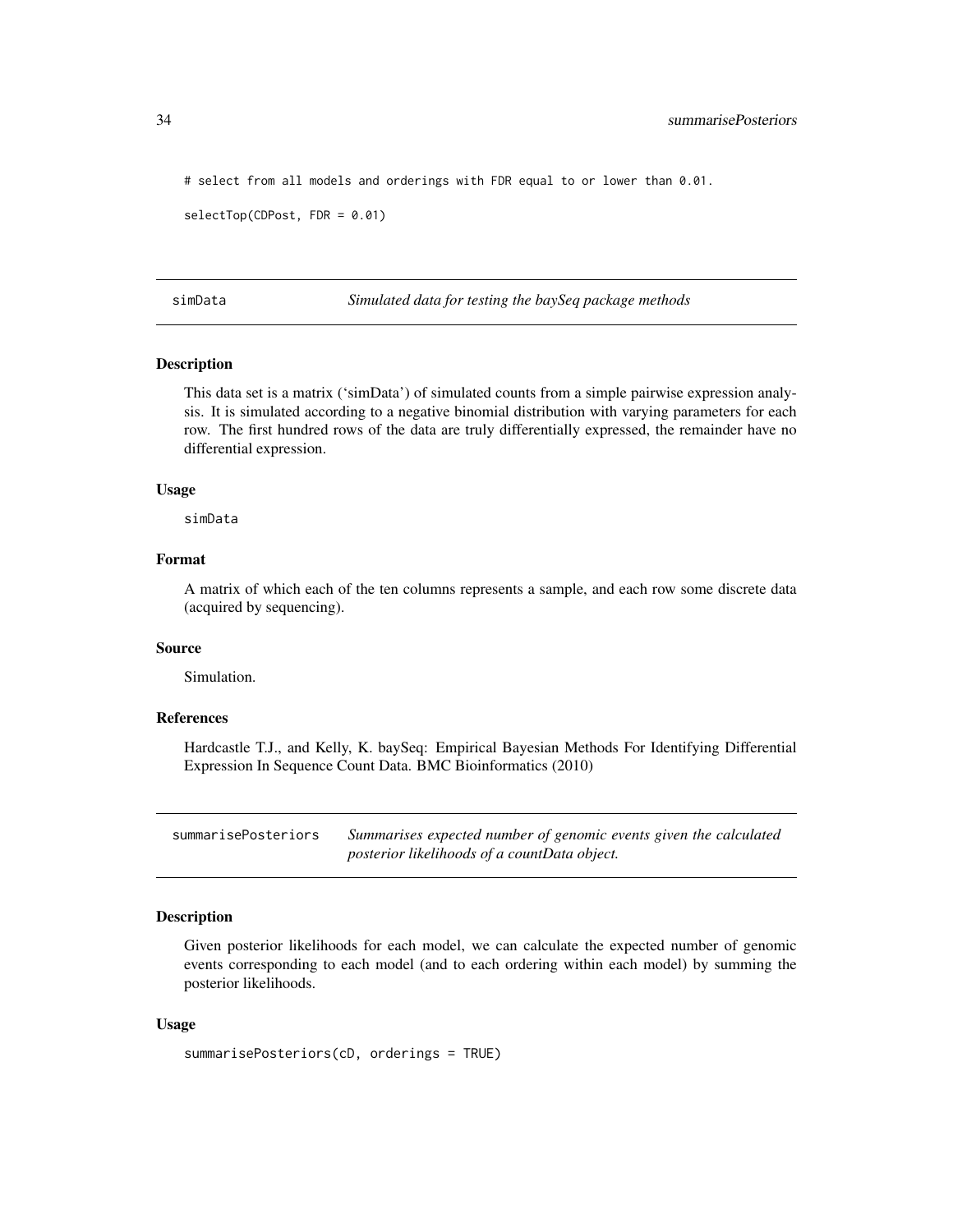```
# select from all models and orderings with FDR equal to or lower than 0.01.

selectTop(CDPost, FDR = 0.01)
```

---

## simData — *Simulated data for testing the baySeq package methods*

### Description

This data set is a matrix ('simData') of simulated counts from a simple pairwise expression analysis. It is simulated according to a negative binomial distribution with varying parameters for each row. The first hundred rows of the data are truly differentially expressed, the remainder have no differential expression.

### Usage

```
simData
```

### Format

A matrix of which each of the ten columns represents a sample, and each row some discrete data (acquired by sequencing).

### Source

Simulation.

### References

Hardcastle T.J., and Kelly, K. baySeq: Empirical Bayesian Methods For Identifying Differential Expression In Sequence Count Data. BMC Bioinformatics (2010)

---

## summarisePosteriors — *Summarises expected number of genomic events given the calculated posterior likelihoods of a countData object.*

### Description

Given posterior likelihoods for each model, we can calculate the expected number of genomic events corresponding to each model (and to each ordering within each model) by summing the posterior likelihoods.

### Usage

```
summarisePosteriors(cD, orderings = TRUE)
```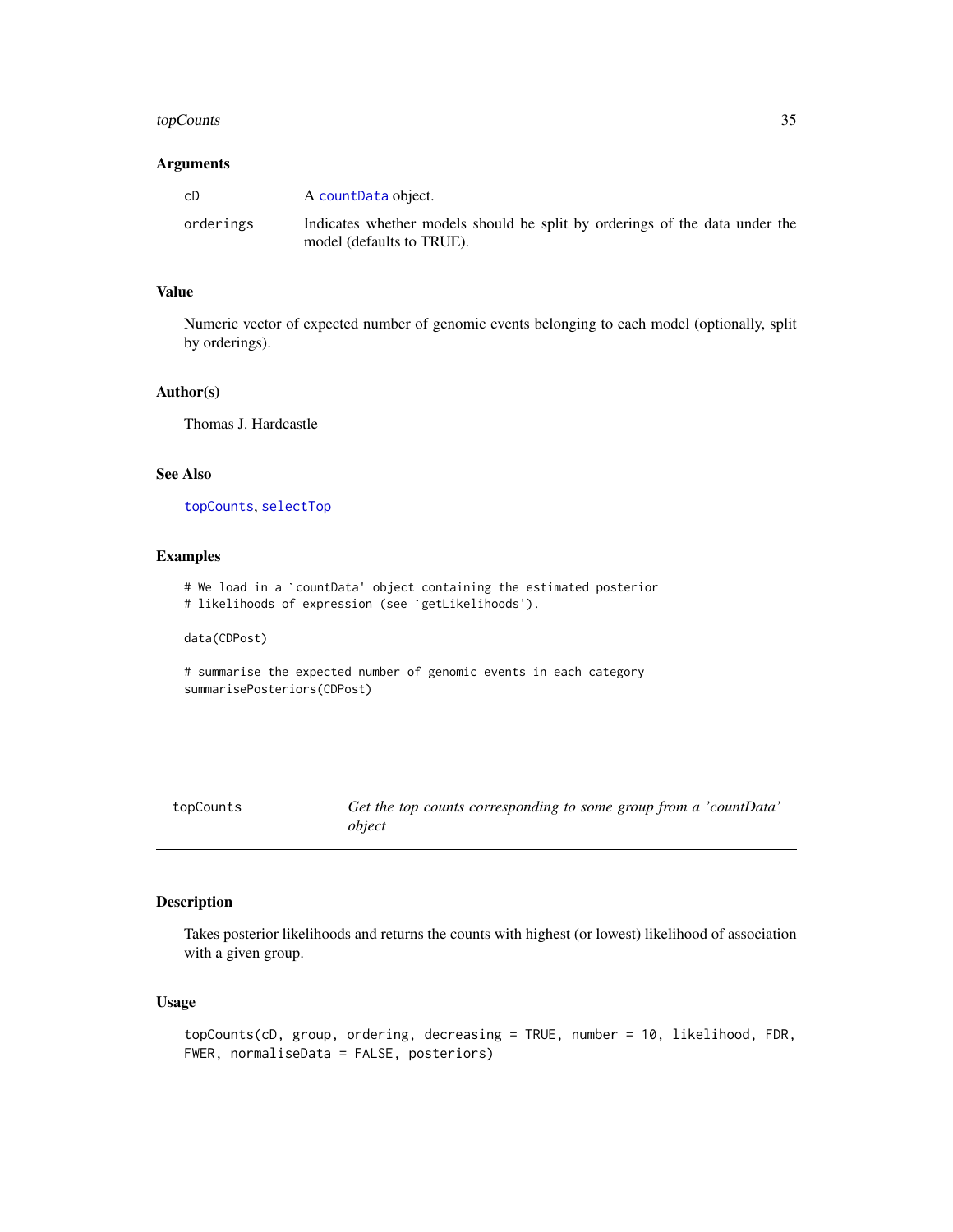### Arguments

| | |
|---|---|
| cD | A countData object. |
| orderings | Indicates whether models should be split by orderings of the data under the model (defaults to TRUE). |

### Value

Numeric vector of expected number of genomic events belonging to each model (optionally, split by orderings).

### Author(s)

Thomas J. Hardcastle

### See Also

topCounts, selectTop

### Examples

```
# We load in a `countData' object containing the estimated posterior
# likelihoods of expression (see `getLikelihoods').

data(CDPost)

# summarise the expected number of genomic events in each category
summarisePosteriors(CDPost)
```

---

## topCounts *Get the top counts corresponding to some group from a 'countData' object*

---

### Description

Takes posterior likelihoods and returns the counts with highest (or lowest) likelihood of association with a given group.

### Usage

```
topCounts(cD, group, ordering, decreasing = TRUE, number = 10, likelihood, FDR,
FWER, normaliseData = FALSE, posteriors)
```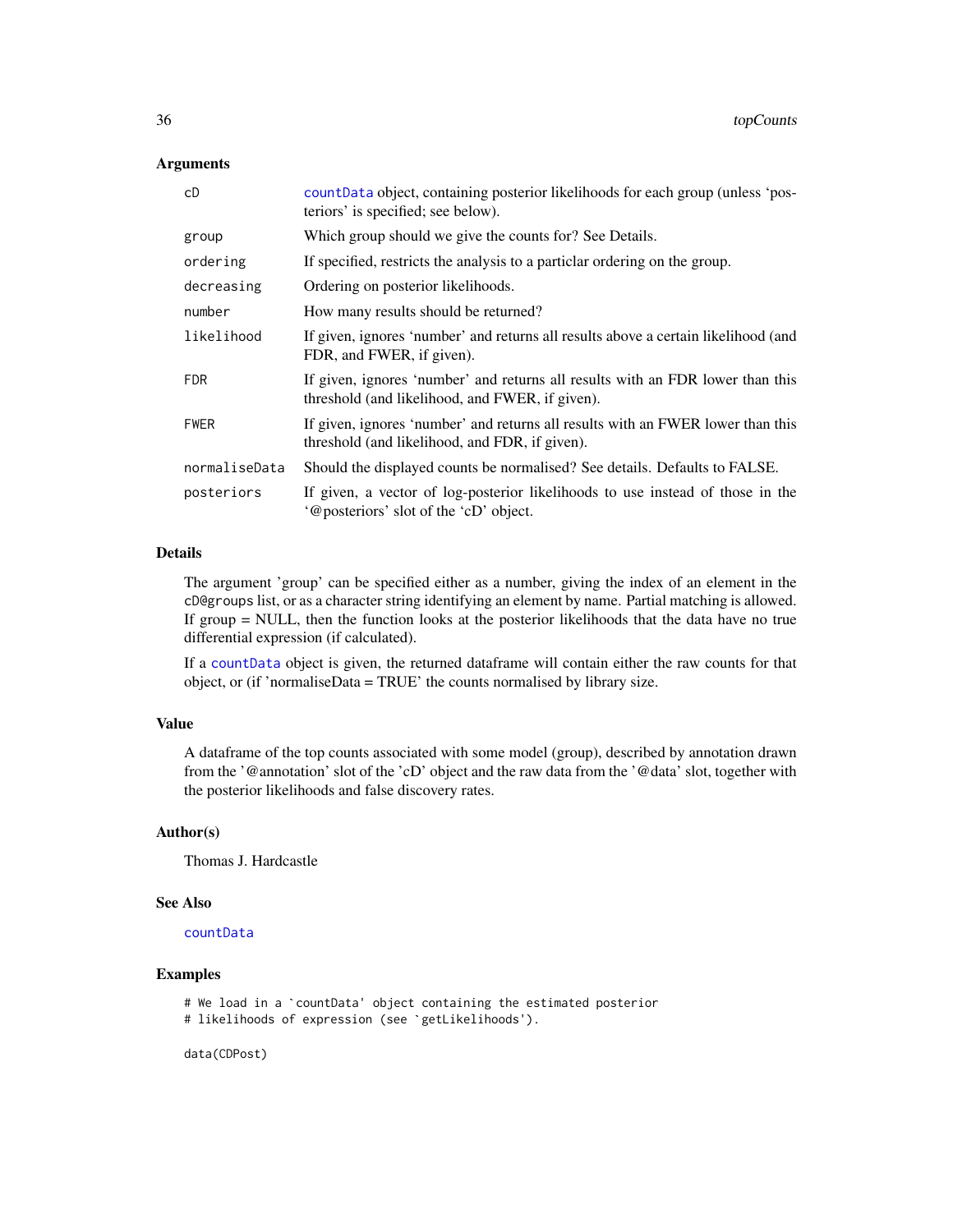## Arguments

| | |
|---|---|
| `cD` | `countData` object, containing posterior likelihoods for each group (unless 'posteriors' is specified; see below). |
| `group` | Which group should we give the counts for? See Details. |
| `ordering` | If specified, restricts the analysis to a particlar ordering on the group. |
| `decreasing` | Ordering on posterior likelihoods. |
| `number` | How many results should be returned? |
| `likelihood` | If given, ignores 'number' and returns all results above a certain likelihood (and FDR, and FWER, if given). |
| `FDR` | If given, ignores 'number' and returns all results with an FDR lower than this threshold (and likelihood, and FWER, if given). |
| `FWER` | If given, ignores 'number' and returns all results with an FWER lower than this threshold (and likelihood, and FDR, if given). |
| `normaliseData` | Should the displayed counts be normalised? See details. Defaults to FALSE. |
| `posteriors` | If given, a vector of log-posterior likelihoods to use instead of those in the '@posteriors' slot of the 'cD' object. |

## Details

The argument 'group' can be specified either as a number, giving the index of an element in the `cD@groups` list, or as a character string identifying an element by name. Partial matching is allowed. If group = NULL, then the function looks at the posterior likelihoods that the data have no true differential expression (if calculated).

If a `countData` object is given, the returned dataframe will contain either the raw counts for that object, or (if 'normaliseData = TRUE' the counts normalised by library size.

## Value

A dataframe of the top counts associated with some model (group), described by annotation drawn from the '@annotation' slot of the 'cD' object and the raw data from the '@data' slot, together with the posterior likelihoods and false discovery rates.

## Author(s)

Thomas J. Hardcastle

## See Also

`countData`

## Examples

```
# We load in a `countData' object containing the estimated posterior
# likelihoods of expression (see `getLikelihoods').

data(CDPost)
```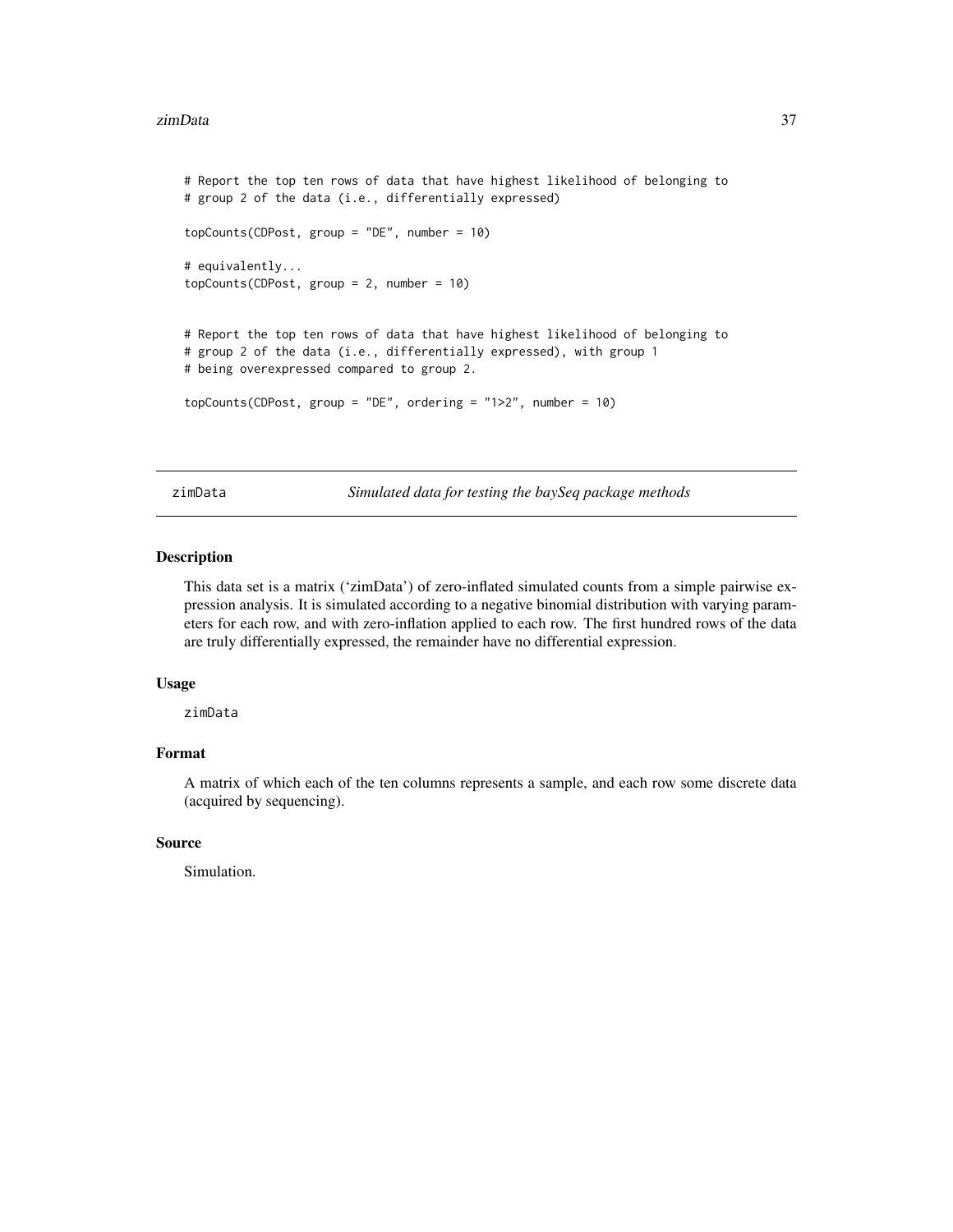```
# Report the top ten rows of data that have highest likelihood of belonging to
# group 2 of the data (i.e., differentially expressed)

topCounts(CDPost, group = "DE", number = 10)

# equivalently...
topCounts(CDPost, group = 2, number = 10)


# Report the top ten rows of data that have highest likelihood of belonging to
# group 2 of the data (i.e., differentially expressed), with group 1
# being overexpressed compared to group 2.

topCounts(CDPost, group = "DE", ordering = "1>2", number = 10)
```

## zimData *Simulated data for testing the baySeq package methods*

### Description

This data set is a matrix ('zimData') of zero-inflated simulated counts from a simple pairwise expression analysis. It is simulated according to a negative binomial distribution with varying parameters for each row, and with zero-inflation applied to each row. The first hundred rows of the data are truly differentially expressed, the remainder have no differential expression.

### Usage

```
zimData
```

### Format

A matrix of which each of the ten columns represents a sample, and each row some discrete data (acquired by sequencing).

### Source

Simulation.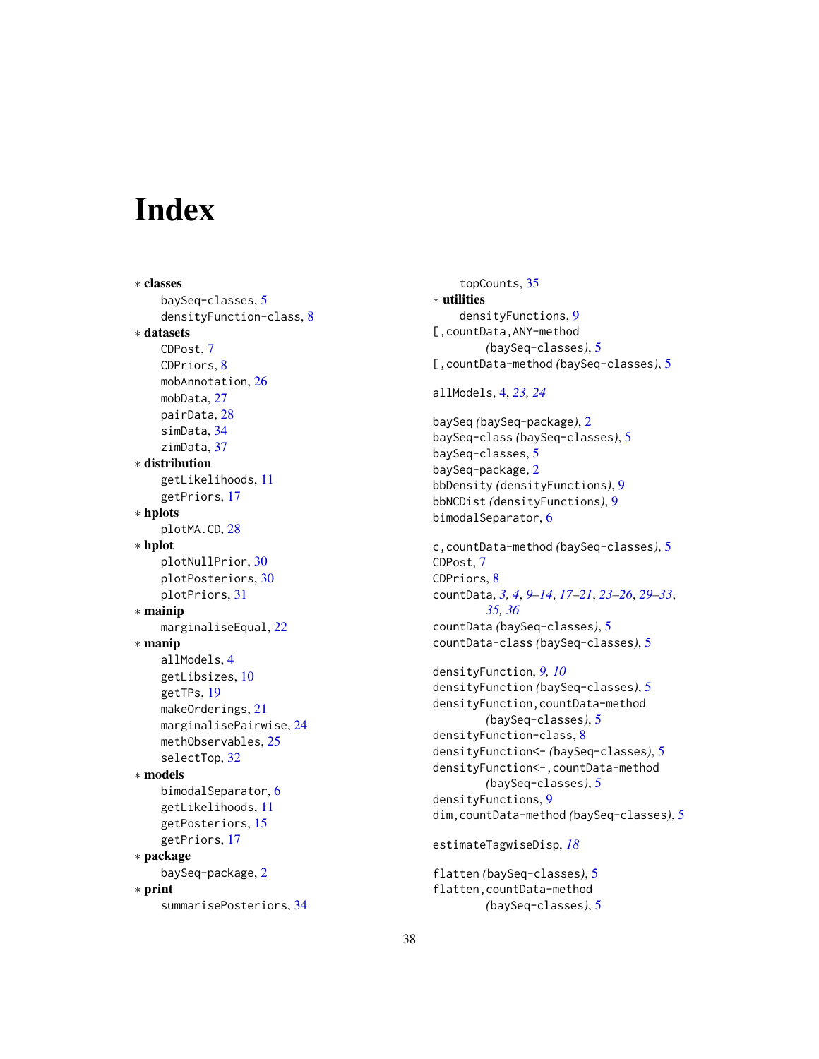# Index

∗ **classes**
  baySeq-classes, 5
  densityFunction-class, 8
∗ **datasets**
  CDPost, 7
  CDPriors, 8
  mobAnnotation, 26
  mobData, 27
  pairData, 28
  simData, 34
  zimData, 37
∗ **distribution**
  getLikelihoods, 11
  getPriors, 17
∗ **hplots**
  plotMA.CD, 28
∗ **hplot**
  plotNullPrior, 30
  plotPosteriors, 30
  plotPriors, 31
∗ **mainip**
  marginaliseEqual, 22
∗ **manip**
  allModels, 4
  getLibsizes, 10
  getTPs, 19
  makeOrderings, 21
  marginalisePairwise, 24
  methObservables, 25
  selectTop, 32
∗ **models**
  bimodalSeparator, 6
  getLikelihoods, 11
  getPosteriors, 15
  getPriors, 17
∗ **package**
  baySeq-package, 2
∗ **print**
  summarisePosteriors, 34
  topCounts, 35
∗ **utilities**
  densityFunctions, 9

[,countData,ANY-method *(baySeq-classes)*, 5
[,countData-method *(baySeq-classes)*, 5

allModels, 4, *23, 24*

baySeq *(baySeq-package)*, 2
baySeq-class *(baySeq-classes)*, 5
baySeq-classes, 5
baySeq-package, 2
bbDensity *(densityFunctions)*, 9
bbNCDist *(densityFunctions)*, 9
bimodalSeparator, 6

c,countData-method *(baySeq-classes)*, 5
CDPost, 7
CDPriors, 8
countData, *3, 4*, *9–14*, *17–21*, *23–26*, *29–33*, *35, 36*
countData *(baySeq-classes)*, 5
countData-class *(baySeq-classes)*, 5

densityFunction, *9, 10*
densityFunction *(baySeq-classes)*, 5
densityFunction,countData-method *(baySeq-classes)*, 5
densityFunction-class, 8
densityFunction<- *(baySeq-classes)*, 5
densityFunction<-,countData-method *(baySeq-classes)*, 5
densityFunctions, 9
dim,countData-method *(baySeq-classes)*, 5

estimateTagwiseDisp, *18*

flatten *(baySeq-classes)*, 5
flatten,countData-method *(baySeq-classes)*, 5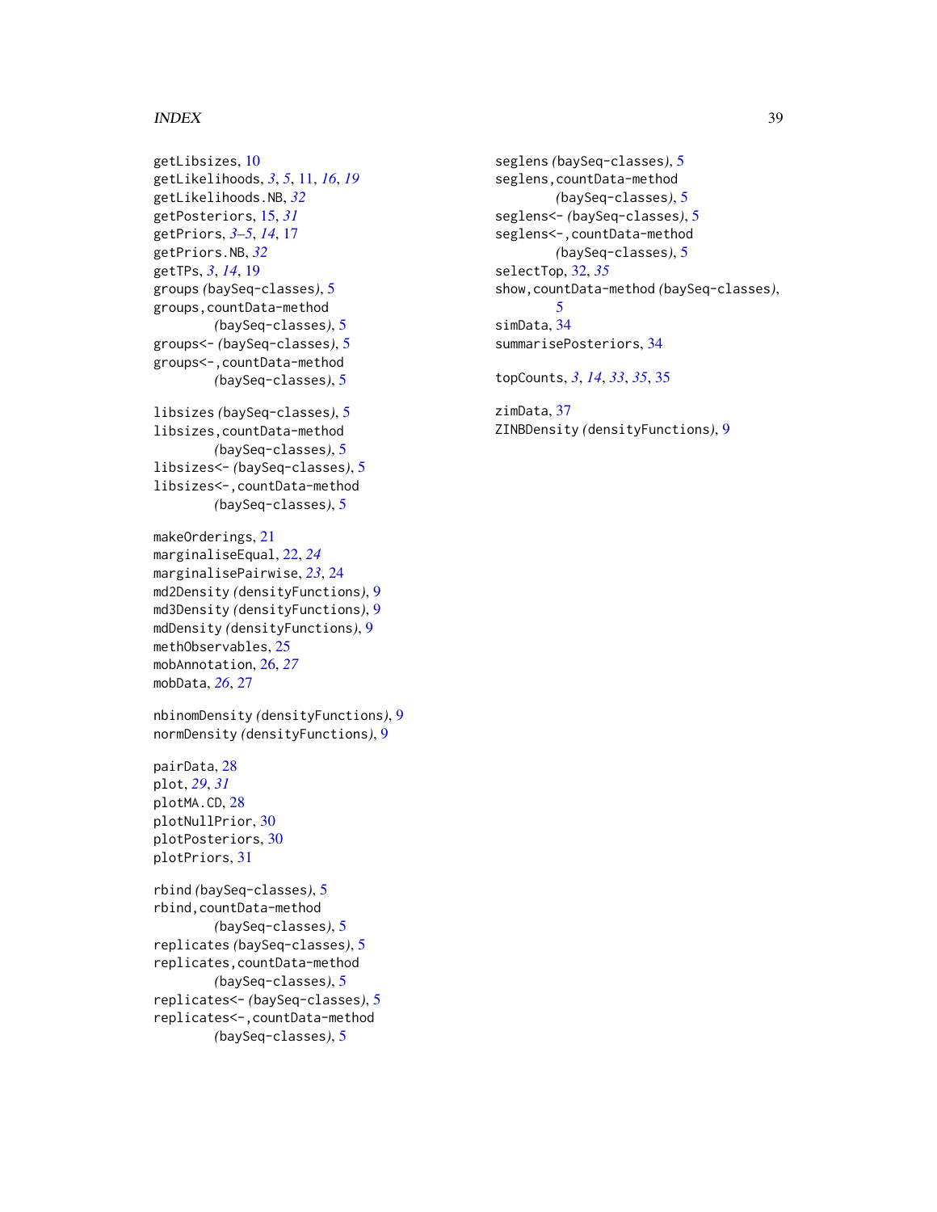getLibsizes, 10
getLikelihoods, *3*, *5*, 11, *16*, *19*
getLikelihoods.NB, *32*
getPosteriors, 15, *31*
getPriors, *3–5*, *14*, 17
getPriors.NB, *32*
getTPs, *3*, *14*, 19
groups *(*baySeq-classes*)*, 5
groups,countData-method
  *(*baySeq-classes*)*, 5
groups<- *(*baySeq-classes*)*, 5
groups<-,countData-method
  *(*baySeq-classes*)*, 5

libsizes *(*baySeq-classes*)*, 5
libsizes,countData-method
  *(*baySeq-classes*)*, 5
libsizes<- *(*baySeq-classes*)*, 5
libsizes<-,countData-method
  *(*baySeq-classes*)*, 5

makeOrderings, 21
marginaliseEqual, 22, *24*
marginalisePairwise, *23*, 24
md2Density *(*densityFunctions*)*, 9
md3Density *(*densityFunctions*)*, 9
mdDensity *(*densityFunctions*)*, 9
methObservables, 25
mobAnnotation, 26, *27*
mobData, *26*, 27

nbinomDensity *(*densityFunctions*)*, 9
normDensity *(*densityFunctions*)*, 9

pairData, 28
plot, *29*, *31*
plotMA.CD, 28
plotNullPrior, 30
plotPosteriors, 30
plotPriors, 31

rbind *(*baySeq-classes*)*, 5
rbind,countData-method
  *(*baySeq-classes*)*, 5
replicates *(*baySeq-classes*)*, 5
replicates,countData-method
  *(*baySeq-classes*)*, 5
replicates<- *(*baySeq-classes*)*, 5
replicates<-,countData-method
  *(*baySeq-classes*)*, 5

seglens *(*baySeq-classes*)*, 5
seglens,countData-method
  *(*baySeq-classes*)*, 5
seglens<- *(*baySeq-classes*)*, 5
seglens<-,countData-method
  *(*baySeq-classes*)*, 5
selectTop, 32, *35*
show,countData-method *(*baySeq-classes*)*,
  5
simData, 34
summarisePosteriors, 34

topCounts, *3*, *14*, *33*, *35*, 35

zimData, 37
ZINBDensity *(*densityFunctions*)*, 9